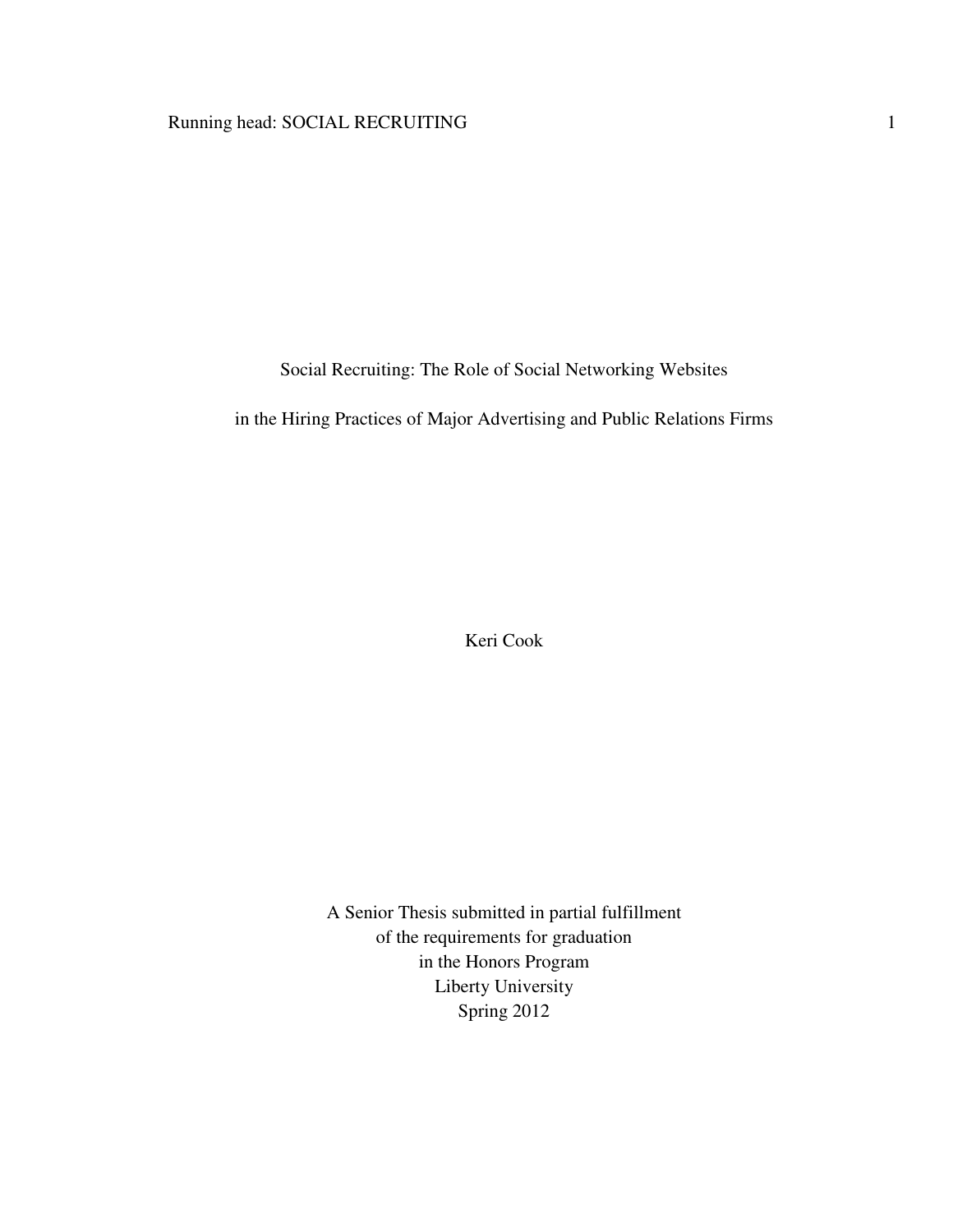# Social Recruiting: The Role of Social Networking Websites in the Hiring Practices of Major Advertising and Public Relations Firms

Keri Cook

A Senior Thesis submitted in partial fulfillment
of the requirements for graduation
in the Honors Program
Liberty University
Spring 2012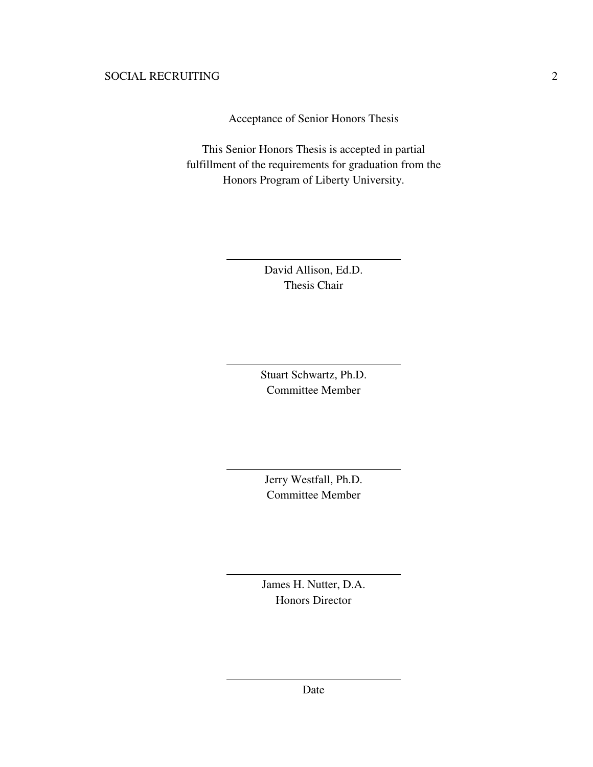Acceptance of Senior Honors Thesis

This Senior Honors Thesis is accepted in partial fulfillment of the requirements for graduation from the Honors Program of Liberty University.

______________________________
David Allison, Ed.D.
Thesis Chair

______________________________
Stuart Schwartz, Ph.D.
Committee Member

______________________________
Jerry Westfall, Ph.D.
Committee Member

______________________________
James H. Nutter, D.A.
Honors Director

______________________________
Date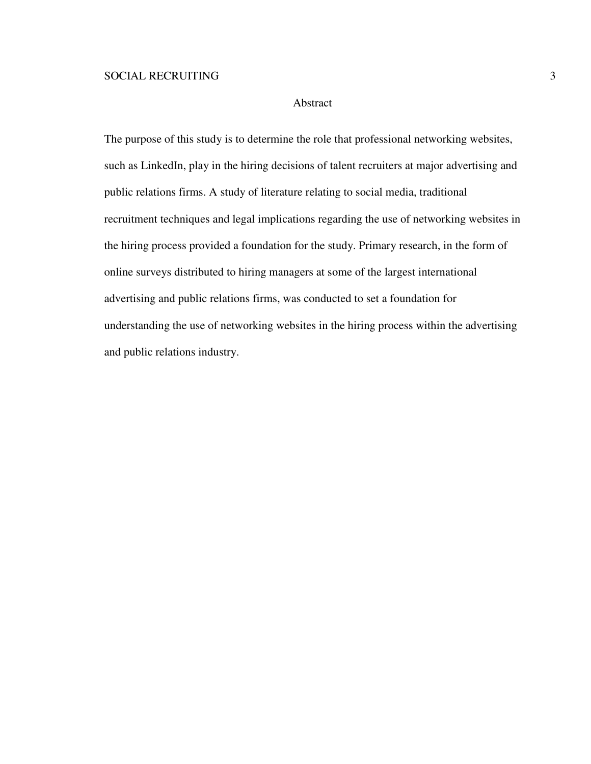## Abstract

The purpose of this study is to determine the role that professional networking websites, such as LinkedIn, play in the hiring decisions of talent recruiters at major advertising and public relations firms. A study of literature relating to social media, traditional recruitment techniques and legal implications regarding the use of networking websites in the hiring process provided a foundation for the study. Primary research, in the form of online surveys distributed to hiring managers at some of the largest international advertising and public relations firms, was conducted to set a foundation for understanding the use of networking websites in the hiring process within the advertising and public relations industry.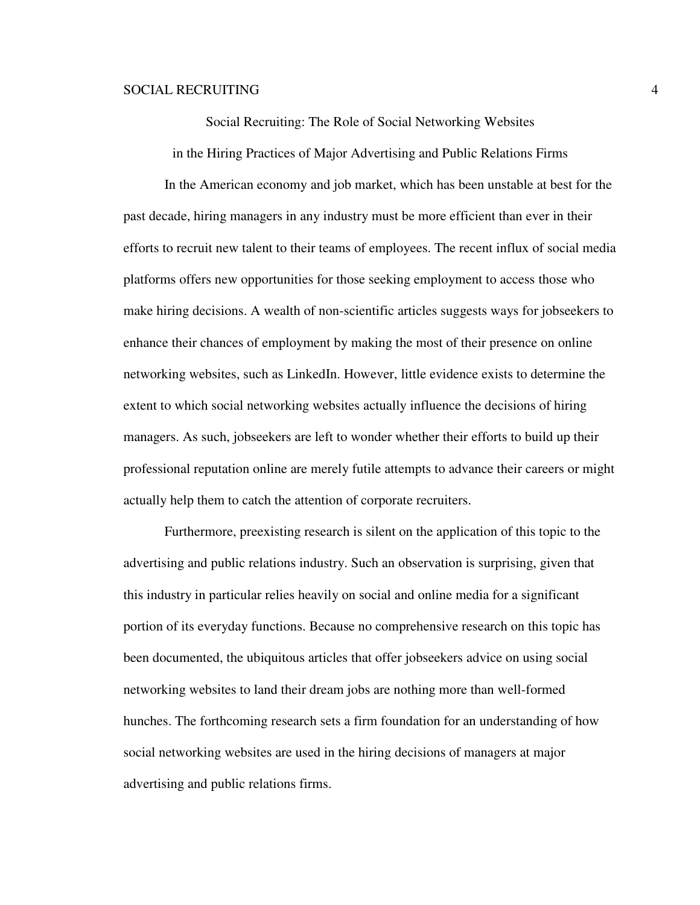# Social Recruiting: The Role of Social Networking Websites in the Hiring Practices of Major Advertising and Public Relations Firms

In the American economy and job market, which has been unstable at best for the past decade, hiring managers in any industry must be more efficient than ever in their efforts to recruit new talent to their teams of employees. The recent influx of social media platforms offers new opportunities for those seeking employment to access those who make hiring decisions. A wealth of non-scientific articles suggests ways for jobseekers to enhance their chances of employment by making the most of their presence on online networking websites, such as LinkedIn. However, little evidence exists to determine the extent to which social networking websites actually influence the decisions of hiring managers. As such, jobseekers are left to wonder whether their efforts to build up their professional reputation online are merely futile attempts to advance their careers or might actually help them to catch the attention of corporate recruiters.

Furthermore, preexisting research is silent on the application of this topic to the advertising and public relations industry. Such an observation is surprising, given that this industry in particular relies heavily on social and online media for a significant portion of its everyday functions. Because no comprehensive research on this topic has been documented, the ubiquitous articles that offer jobseekers advice on using social networking websites to land their dream jobs are nothing more than well-formed hunches. The forthcoming research sets a firm foundation for an understanding of how social networking websites are used in the hiring decisions of managers at major advertising and public relations firms.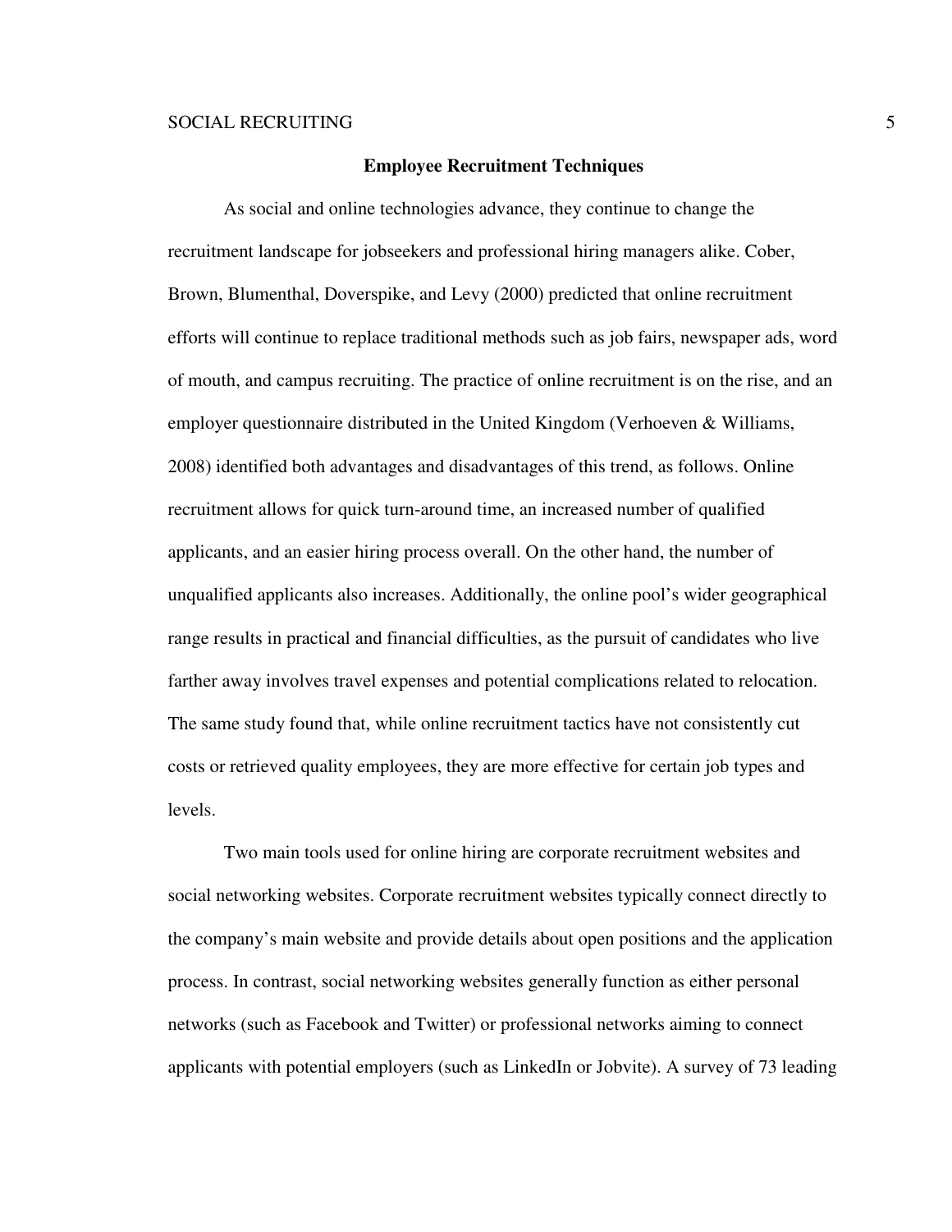## Employee Recruitment Techniques

As social and online technologies advance, they continue to change the recruitment landscape for jobseekers and professional hiring managers alike. Cober, Brown, Blumenthal, Doverspike, and Levy (2000) predicted that online recruitment efforts will continue to replace traditional methods such as job fairs, newspaper ads, word of mouth, and campus recruiting. The practice of online recruitment is on the rise, and an employer questionnaire distributed in the United Kingdom (Verhoeven & Williams, 2008) identified both advantages and disadvantages of this trend, as follows. Online recruitment allows for quick turn-around time, an increased number of qualified applicants, and an easier hiring process overall. On the other hand, the number of unqualified applicants also increases. Additionally, the online pool's wider geographical range results in practical and financial difficulties, as the pursuit of candidates who live farther away involves travel expenses and potential complications related to relocation. The same study found that, while online recruitment tactics have not consistently cut costs or retrieved quality employees, they are more effective for certain job types and levels.

Two main tools used for online hiring are corporate recruitment websites and social networking websites. Corporate recruitment websites typically connect directly to the company's main website and provide details about open positions and the application process. In contrast, social networking websites generally function as either personal networks (such as Facebook and Twitter) or professional networks aiming to connect applicants with potential employers (such as LinkedIn or Jobvite). A survey of 73 leading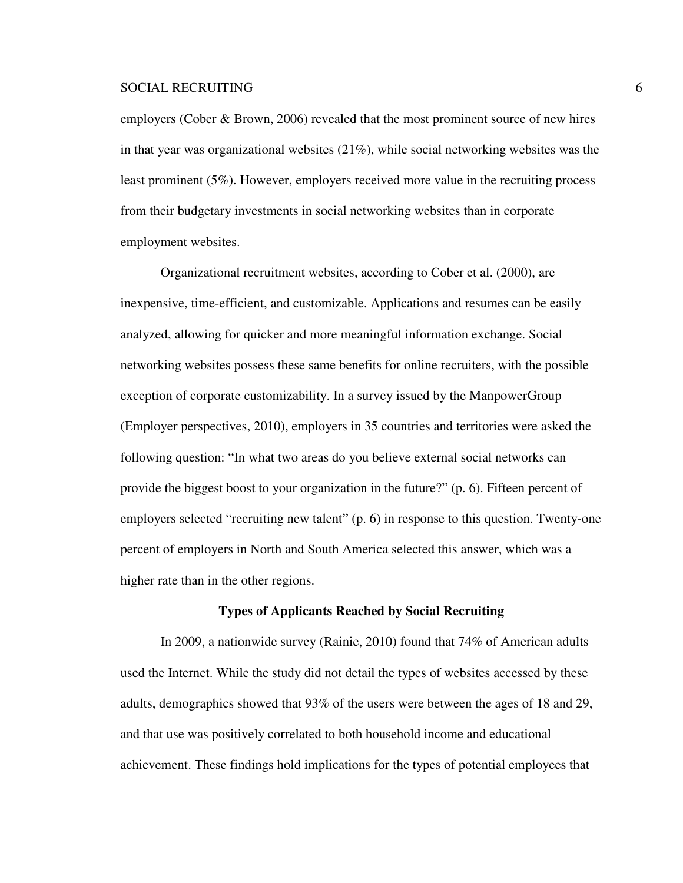employers (Cober & Brown, 2006) revealed that the most prominent source of new hires in that year was organizational websites (21%), while social networking websites was the least prominent (5%). However, employers received more value in the recruiting process from their budgetary investments in social networking websites than in corporate employment websites.

Organizational recruitment websites, according to Cober et al. (2000), are inexpensive, time-efficient, and customizable. Applications and resumes can be easily analyzed, allowing for quicker and more meaningful information exchange. Social networking websites possess these same benefits for online recruiters, with the possible exception of corporate customizability. In a survey issued by the ManpowerGroup (Employer perspectives, 2010), employers in 35 countries and territories were asked the following question: "In what two areas do you believe external social networks can provide the biggest boost to your organization in the future?" (p. 6). Fifteen percent of employers selected "recruiting new talent" (p. 6) in response to this question. Twenty-one percent of employers in North and South America selected this answer, which was a higher rate than in the other regions.

## Types of Applicants Reached by Social Recruiting

In 2009, a nationwide survey (Rainie, 2010) found that 74% of American adults used the Internet. While the study did not detail the types of websites accessed by these adults, demographics showed that 93% of the users were between the ages of 18 and 29, and that use was positively correlated to both household income and educational achievement. These findings hold implications for the types of potential employees that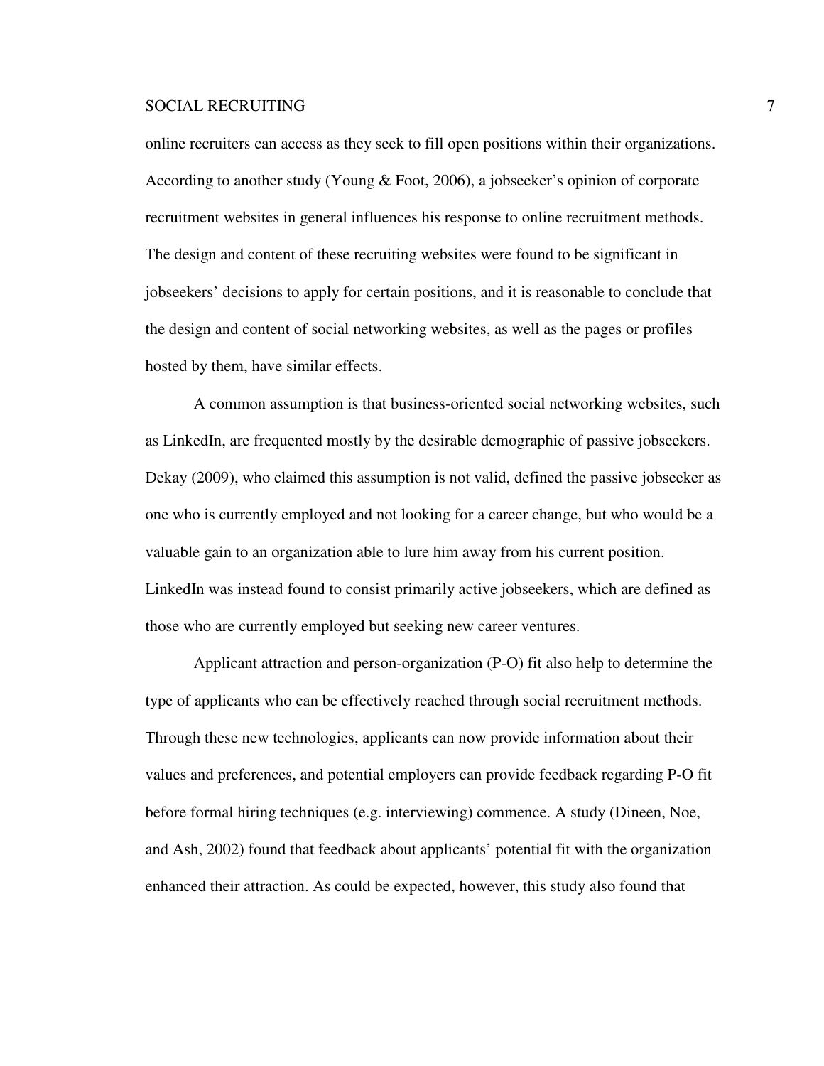online recruiters can access as they seek to fill open positions within their organizations. According to another study (Young & Foot, 2006), a jobseeker's opinion of corporate recruitment websites in general influences his response to online recruitment methods. The design and content of these recruiting websites were found to be significant in jobseekers' decisions to apply for certain positions, and it is reasonable to conclude that the design and content of social networking websites, as well as the pages or profiles hosted by them, have similar effects.

A common assumption is that business-oriented social networking websites, such as LinkedIn, are frequented mostly by the desirable demographic of passive jobseekers. Dekay (2009), who claimed this assumption is not valid, defined the passive jobseeker as one who is currently employed and not looking for a career change, but who would be a valuable gain to an organization able to lure him away from his current position. LinkedIn was instead found to consist primarily active jobseekers, which are defined as those who are currently employed but seeking new career ventures.

Applicant attraction and person-organization (P-O) fit also help to determine the type of applicants who can be effectively reached through social recruitment methods. Through these new technologies, applicants can now provide information about their values and preferences, and potential employers can provide feedback regarding P-O fit before formal hiring techniques (e.g. interviewing) commence. A study (Dineen, Noe, and Ash, 2002) found that feedback about applicants' potential fit with the organization enhanced their attraction. As could be expected, however, this study also found that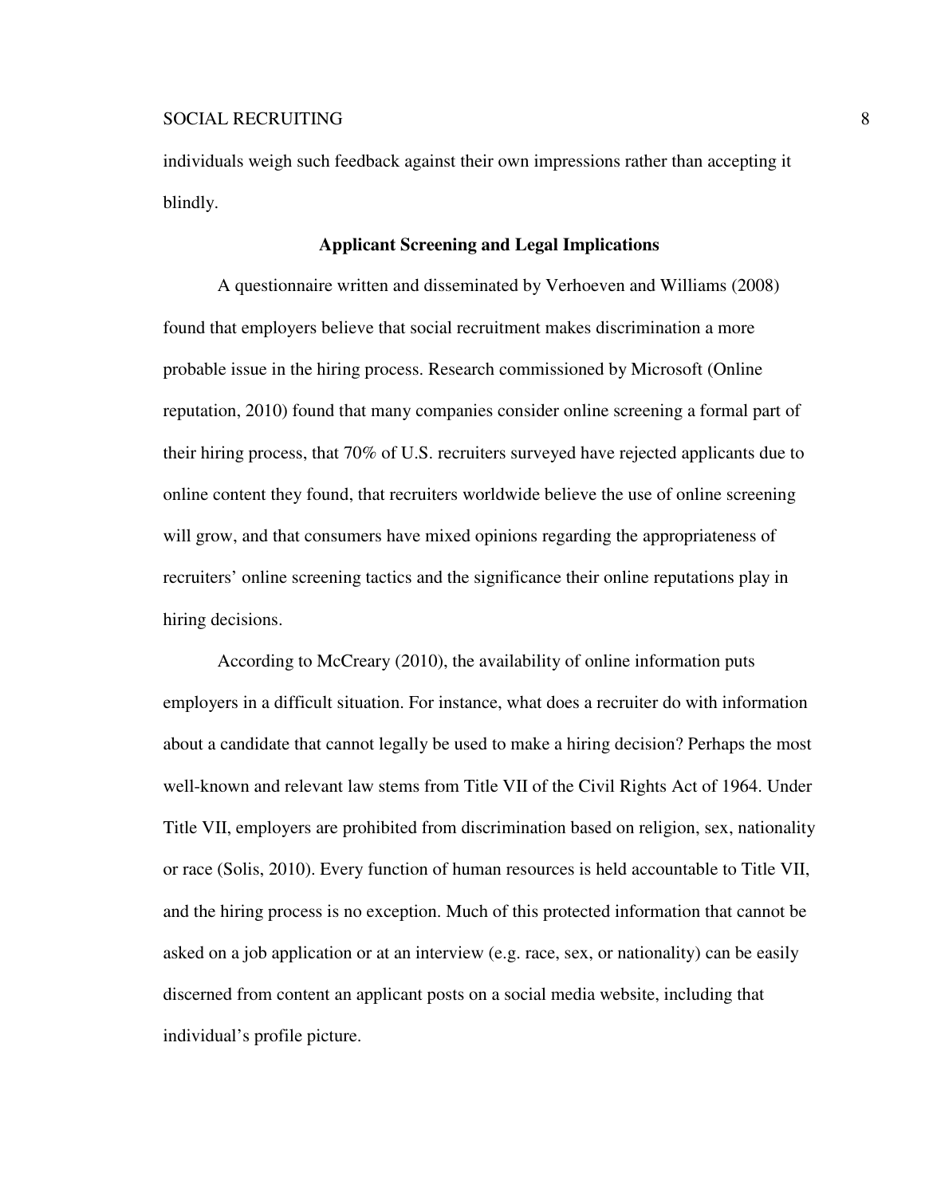individuals weigh such feedback against their own impressions rather than accepting it blindly.

## Applicant Screening and Legal Implications

A questionnaire written and disseminated by Verhoeven and Williams (2008) found that employers believe that social recruitment makes discrimination a more probable issue in the hiring process. Research commissioned by Microsoft (Online reputation, 2010) found that many companies consider online screening a formal part of their hiring process, that 70% of U.S. recruiters surveyed have rejected applicants due to online content they found, that recruiters worldwide believe the use of online screening will grow, and that consumers have mixed opinions regarding the appropriateness of recruiters' online screening tactics and the significance their online reputations play in hiring decisions.

According to McCreary (2010), the availability of online information puts employers in a difficult situation. For instance, what does a recruiter do with information about a candidate that cannot legally be used to make a hiring decision? Perhaps the most well-known and relevant law stems from Title VII of the Civil Rights Act of 1964. Under Title VII, employers are prohibited from discrimination based on religion, sex, nationality or race (Solis, 2010). Every function of human resources is held accountable to Title VII, and the hiring process is no exception. Much of this protected information that cannot be asked on a job application or at an interview (e.g. race, sex, or nationality) can be easily discerned from content an applicant posts on a social media website, including that individual's profile picture.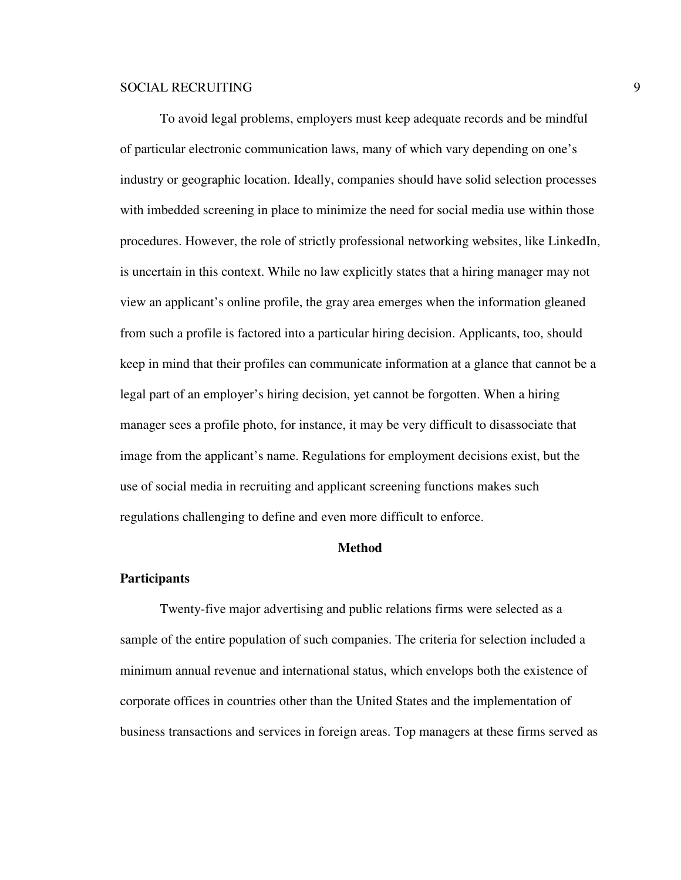To avoid legal problems, employers must keep adequate records and be mindful of particular electronic communication laws, many of which vary depending on one's industry or geographic location. Ideally, companies should have solid selection processes with imbedded screening in place to minimize the need for social media use within those procedures. However, the role of strictly professional networking websites, like LinkedIn, is uncertain in this context. While no law explicitly states that a hiring manager may not view an applicant's online profile, the gray area emerges when the information gleaned from such a profile is factored into a particular hiring decision. Applicants, too, should keep in mind that their profiles can communicate information at a glance that cannot be a legal part of an employer's hiring decision, yet cannot be forgotten. When a hiring manager sees a profile photo, for instance, it may be very difficult to disassociate that image from the applicant's name. Regulations for employment decisions exist, but the use of social media in recruiting and applicant screening functions makes such regulations challenging to define and even more difficult to enforce.

## Method

### Participants

Twenty-five major advertising and public relations firms were selected as a sample of the entire population of such companies. The criteria for selection included a minimum annual revenue and international status, which envelops both the existence of corporate offices in countries other than the United States and the implementation of business transactions and services in foreign areas. Top managers at these firms served as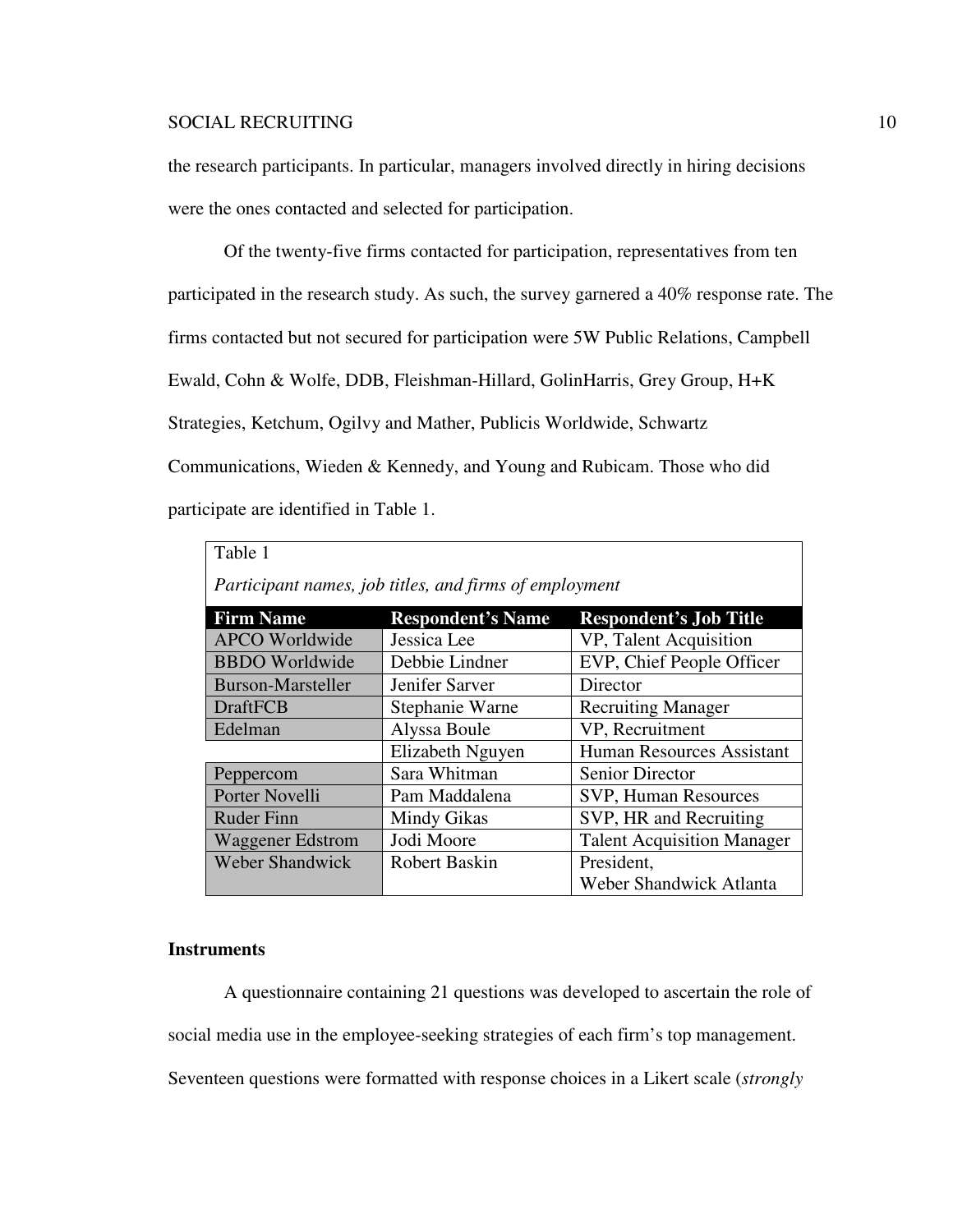the research participants. In particular, managers involved directly in hiring decisions were the ones contacted and selected for participation.

Of the twenty-five firms contacted for participation, representatives from ten participated in the research study. As such, the survey garnered a 40% response rate. The firms contacted but not secured for participation were 5W Public Relations, Campbell Ewald, Cohn & Wolfe, DDB, Fleishman-Hillard, GolinHarris, Grey Group, H+K Strategies, Ketchum, Ogilvy and Mather, Publicis Worldwide, Schwartz Communications, Wieden & Kennedy, and Young and Rubicam. Those who did participate are identified in Table 1.

Table 1

*Participant names, job titles, and firms of employment*

| Firm Name | Respondent's Name | Respondent's Job Title |
|---|---|---|
| APCO Worldwide | Jessica Lee | VP, Talent Acquisition |
| BBDO Worldwide | Debbie Lindner | EVP, Chief People Officer |
| Burson-Marsteller | Jenifer Sarver | Director |
| DraftFCB | Stephanie Warne | Recruiting Manager |
| Edelman | Alyssa Boule | VP, Recruitment |
| | Elizabeth Nguyen | Human Resources Assistant |
| Peppercom | Sara Whitman | Senior Director |
| Porter Novelli | Pam Maddalena | SVP, Human Resources |
| Ruder Finn | Mindy Gikas | SVP, HR and Recruiting |
| Waggener Edstrom | Jodi Moore | Talent Acquisition Manager |
| Weber Shandwick | Robert Baskin | President, Weber Shandwick Atlanta |

**Instruments**

A questionnaire containing 21 questions was developed to ascertain the role of social media use in the employee-seeking strategies of each firm's top management. Seventeen questions were formatted with response choices in a Likert scale (*strongly*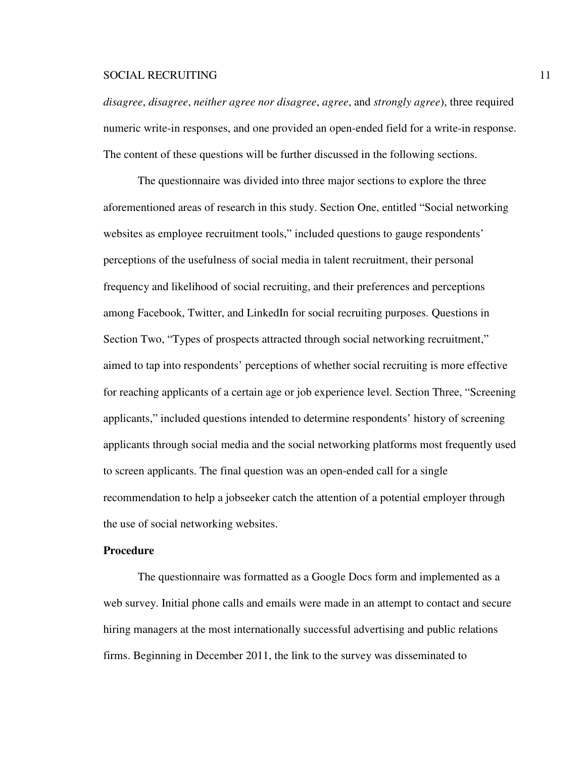*disagree*, *disagree*, *neither agree nor disagree*, *agree*, and *strongly agree*), three required numeric write-in responses, and one provided an open-ended field for a write-in response. The content of these questions will be further discussed in the following sections.

The questionnaire was divided into three major sections to explore the three aforementioned areas of research in this study. Section One, entitled “Social networking websites as employee recruitment tools,” included questions to gauge respondents’ perceptions of the usefulness of social media in talent recruitment, their personal frequency and likelihood of social recruiting, and their preferences and perceptions among Facebook, Twitter, and LinkedIn for social recruiting purposes. Questions in Section Two, “Types of prospects attracted through social networking recruitment,” aimed to tap into respondents’ perceptions of whether social recruiting is more effective for reaching applicants of a certain age or job experience level. Section Three, “Screening applicants,” included questions intended to determine respondents’ history of screening applicants through social media and the social networking platforms most frequently used to screen applicants. The final question was an open-ended call for a single recommendation to help a jobseeker catch the attention of a potential employer through the use of social networking websites.

**Procedure**

The questionnaire was formatted as a Google Docs form and implemented as a web survey. Initial phone calls and emails were made in an attempt to contact and secure hiring managers at the most internationally successful advertising and public relations firms. Beginning in December 2011, the link to the survey was disseminated to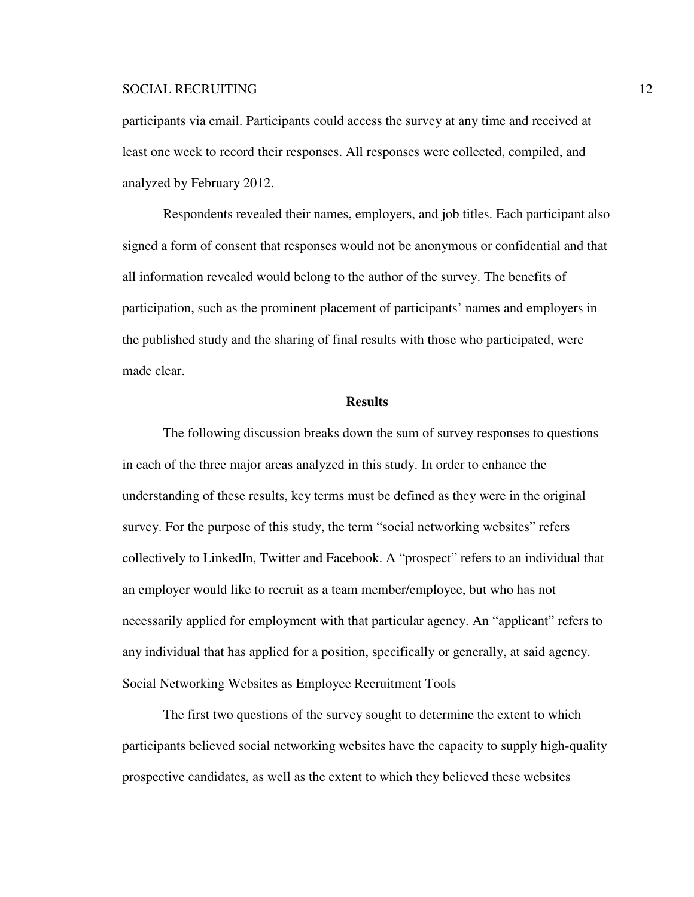participants via email. Participants could access the survey at any time and received at least one week to record their responses. All responses were collected, compiled, and analyzed by February 2012.

Respondents revealed their names, employers, and job titles. Each participant also signed a form of consent that responses would not be anonymous or confidential and that all information revealed would belong to the author of the survey. The benefits of participation, such as the prominent placement of participants' names and employers in the published study and the sharing of final results with those who participated, were made clear.

## Results

The following discussion breaks down the sum of survey responses to questions in each of the three major areas analyzed in this study. In order to enhance the understanding of these results, key terms must be defined as they were in the original survey. For the purpose of this study, the term "social networking websites" refers collectively to LinkedIn, Twitter and Facebook. A "prospect" refers to an individual that an employer would like to recruit as a team member/employee, but who has not necessarily applied for employment with that particular agency. An "applicant" refers to any individual that has applied for a position, specifically or generally, at said agency.

### Social Networking Websites as Employee Recruitment Tools

The first two questions of the survey sought to determine the extent to which participants believed social networking websites have the capacity to supply high-quality prospective candidates, as well as the extent to which they believed these websites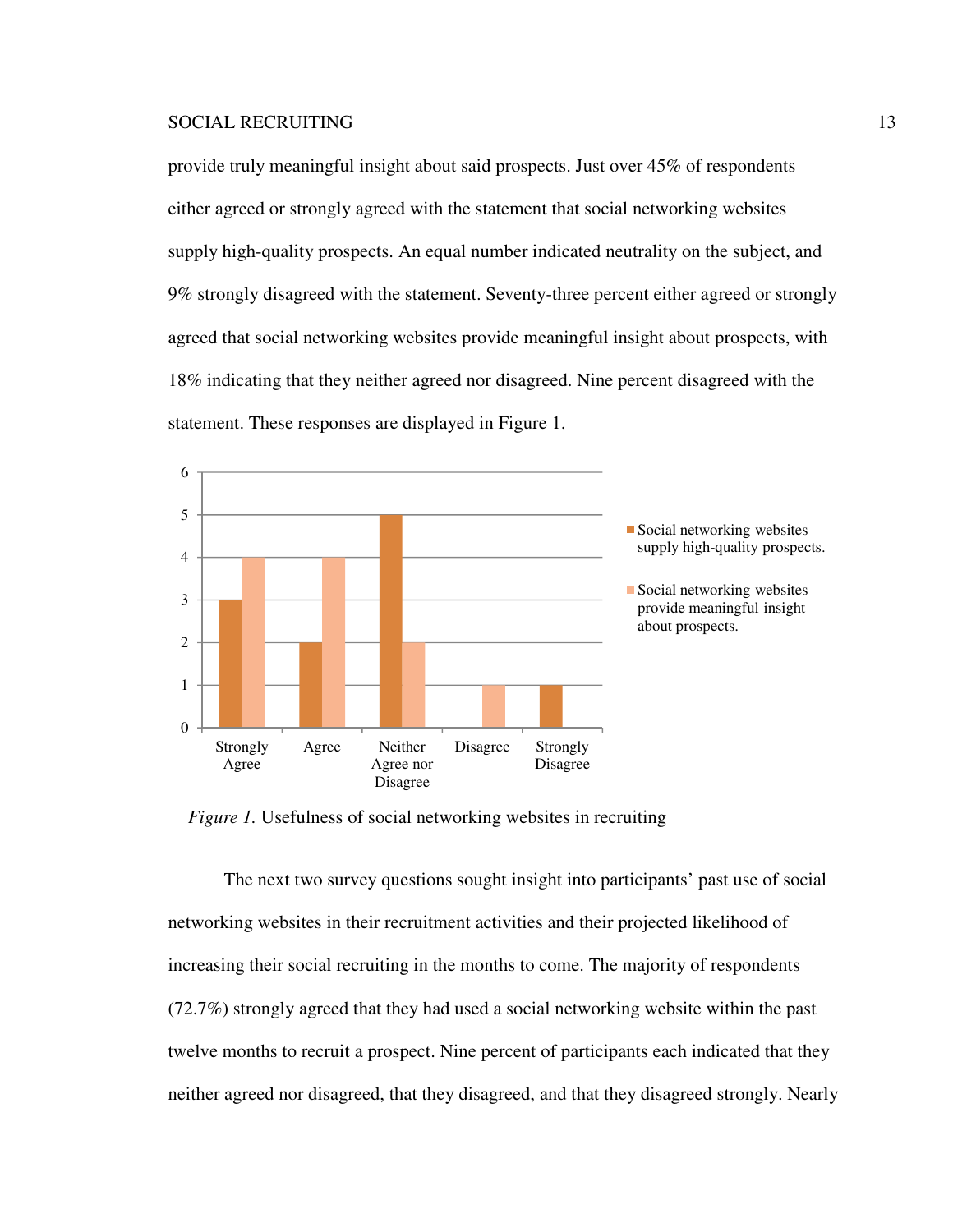provide truly meaningful insight about said prospects. Just over 45% of respondents either agreed or strongly agreed with the statement that social networking websites supply high-quality prospects. An equal number indicated neutrality on the subject, and 9% strongly disagreed with the statement. Seventy-three percent either agreed or strongly agreed that social networking websites provide meaningful insight about prospects, with 18% indicating that they neither agreed nor disagreed. Nine percent disagreed with the statement. These responses are displayed in Figure 1.

| | Strongly Agree | Agree | Neither Agree nor Disagree | Disagree | Strongly Disagree |
|---|---|---|---|---|---|
| Social networking websites supply high-quality prospects. | 3 | 2 | 5 | 0 | 1 |
| Social networking websites provide meaningful insight about prospects. | 4 | 4 | 2 | 1 | 0 |

*Figure 1.* Usefulness of social networking websites in recruiting

The next two survey questions sought insight into participants' past use of social networking websites in their recruitment activities and their projected likelihood of increasing their social recruiting in the months to come. The majority of respondents (72.7%) strongly agreed that they had used a social networking website within the past twelve months to recruit a prospect. Nine percent of participants each indicated that they neither agreed nor disagreed, that they disagreed, and that they disagreed strongly. Nearly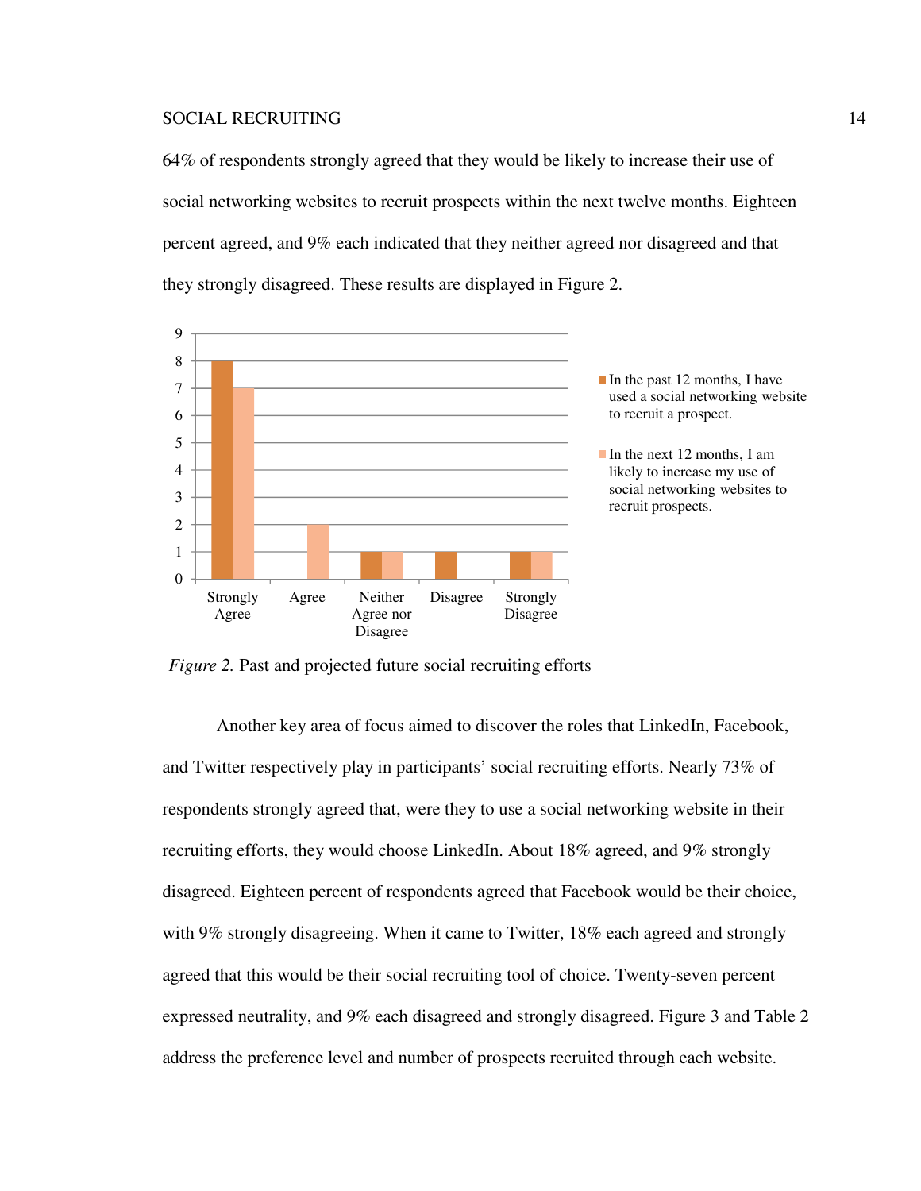64% of respondents strongly agreed that they would be likely to increase their use of social networking websites to recruit prospects within the next twelve months. Eighteen percent agreed, and 9% each indicated that they neither agreed nor disagreed and that they strongly disagreed. These results are displayed in Figure 2.

*Figure 2.* Past and projected future social recruiting efforts

Another key area of focus aimed to discover the roles that LinkedIn, Facebook, and Twitter respectively play in participants' social recruiting efforts. Nearly 73% of respondents strongly agreed that, were they to use a social networking website in their recruiting efforts, they would choose LinkedIn. About 18% agreed, and 9% strongly disagreed. Eighteen percent of respondents agreed that Facebook would be their choice, with 9% strongly disagreeing. When it came to Twitter, 18% each agreed and strongly agreed that this would be their social recruiting tool of choice. Twenty-seven percent expressed neutrality, and 9% each disagreed and strongly disagreed. Figure 3 and Table 2 address the preference level and number of prospects recruited through each website.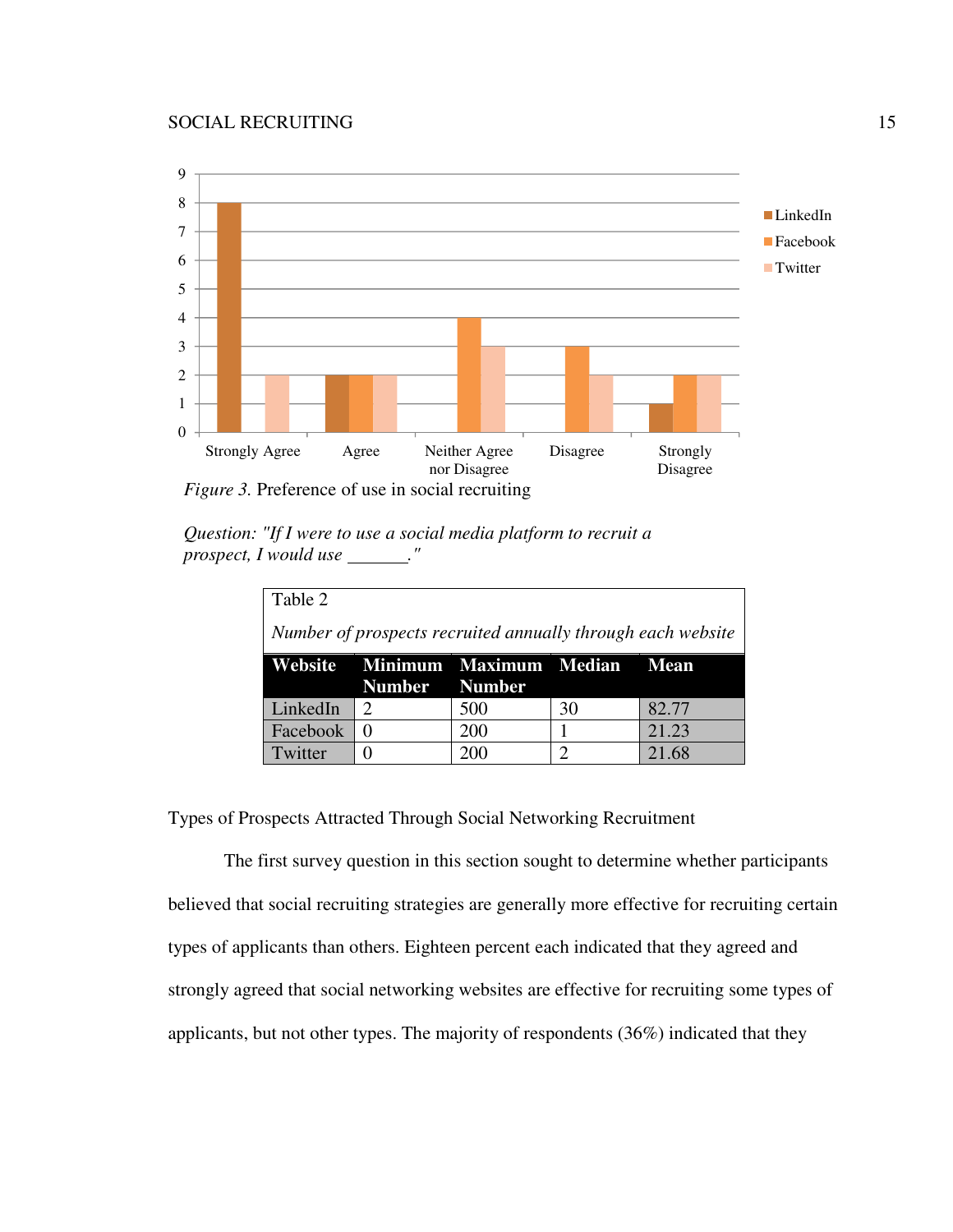*Figure 3.* Preference of use in social recruiting

*Question: "If I were to use a social media platform to recruit a prospect, I would use _______."*

Table 2

*Number of prospects recruited annually through each website*

| Website | Minimum Number | Maximum Number | Median | Mean |
|---|---|---|---|---|
| LinkedIn | 2 | 500 | 30 | 82.77 |
| Facebook | 0 | 200 | 1 | 21.23 |
| Twitter | 0 | 200 | 2 | 21.68 |

Types of Prospects Attracted Through Social Networking Recruitment

The first survey question in this section sought to determine whether participants believed that social recruiting strategies are generally more effective for recruiting certain types of applicants than others. Eighteen percent each indicated that they agreed and strongly agreed that social networking websites are effective for recruiting some types of applicants, but not other types. The majority of respondents (36%) indicated that they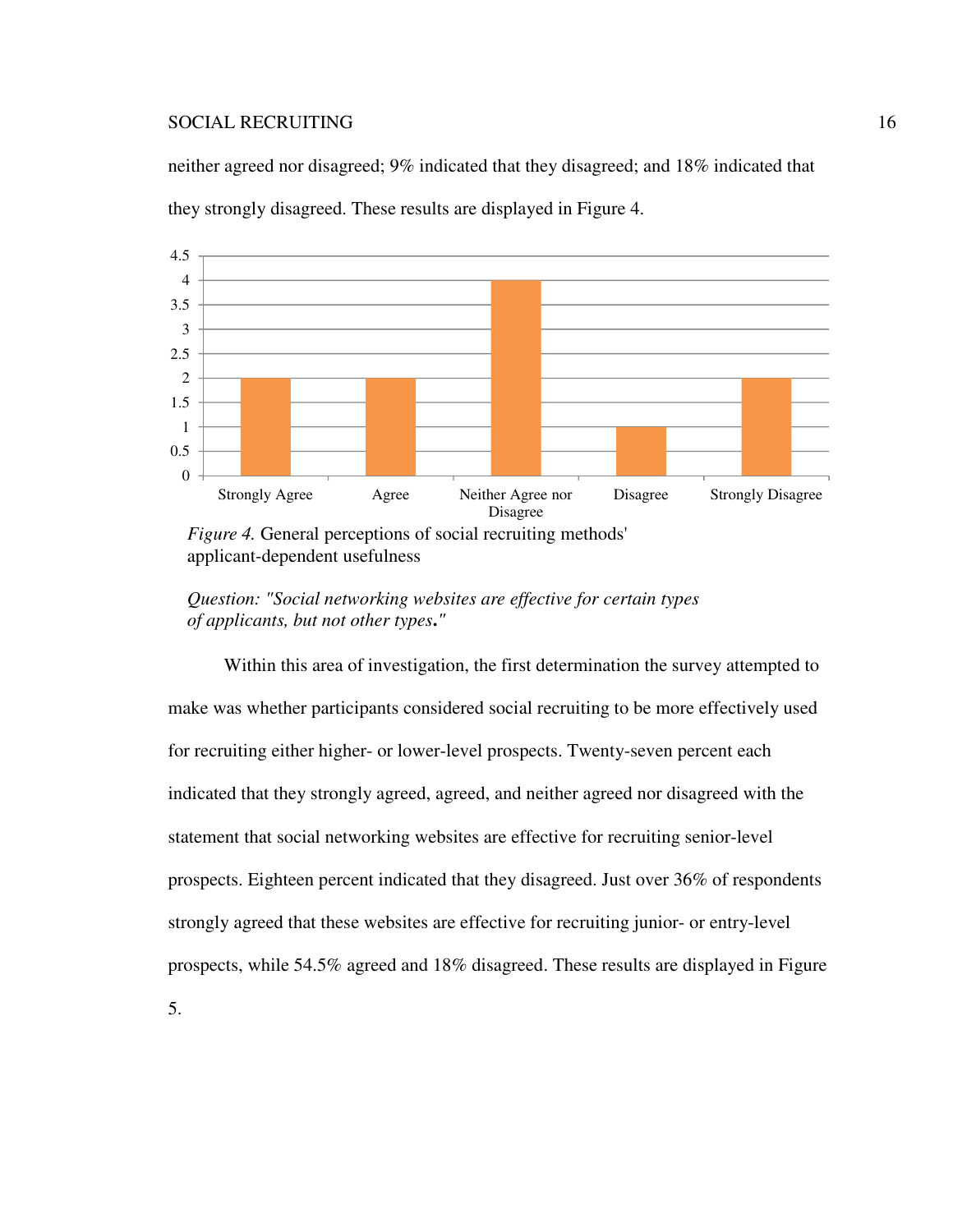neither agreed nor disagreed; 9% indicated that they disagreed; and 18% indicated that they strongly disagreed. These results are displayed in Figure 4.

*Figure 4.* General perceptions of social recruiting methods' applicant-dependent usefulness

*Question: "Social networking websites are effective for certain types of applicants, but not other types."*

Within this area of investigation, the first determination the survey attempted to make was whether participants considered social recruiting to be more effectively used for recruiting either higher- or lower-level prospects. Twenty-seven percent each indicated that they strongly agreed, agreed, and neither agreed nor disagreed with the statement that social networking websites are effective for recruiting senior-level prospects. Eighteen percent indicated that they disagreed. Just over 36% of respondents strongly agreed that these websites are effective for recruiting junior- or entry-level prospects, while 54.5% agreed and 18% disagreed. These results are displayed in Figure 5.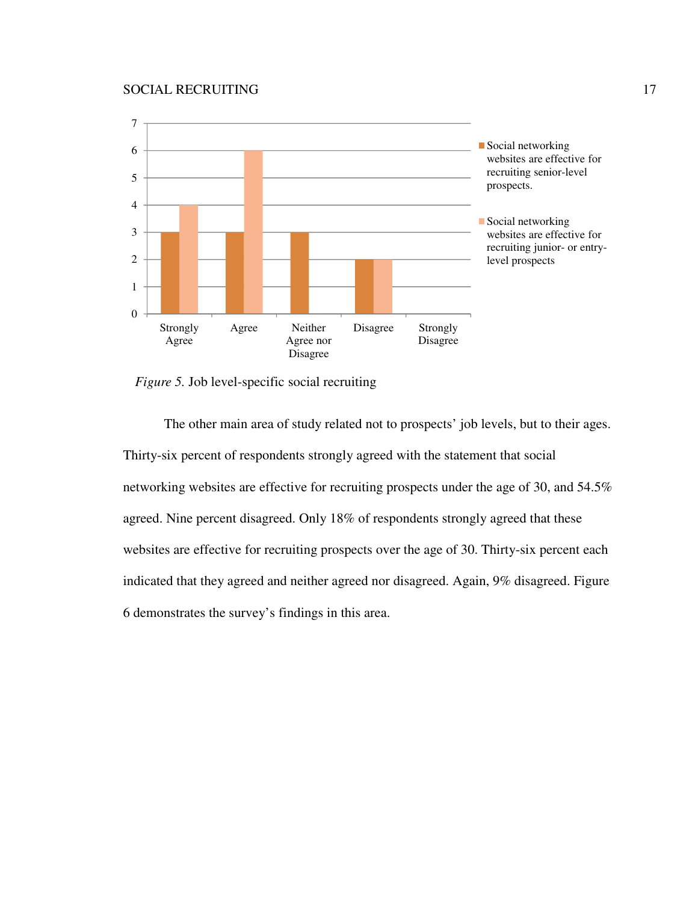*Figure 5.* Job level-specific social recruiting

The other main area of study related not to prospects' job levels, but to their ages. Thirty-six percent of respondents strongly agreed with the statement that social networking websites are effective for recruiting prospects under the age of 30, and 54.5% agreed. Nine percent disagreed. Only 18% of respondents strongly agreed that these websites are effective for recruiting prospects over the age of 30. Thirty-six percent each indicated that they agreed and neither agreed nor disagreed. Again, 9% disagreed. Figure 6 demonstrates the survey's findings in this area.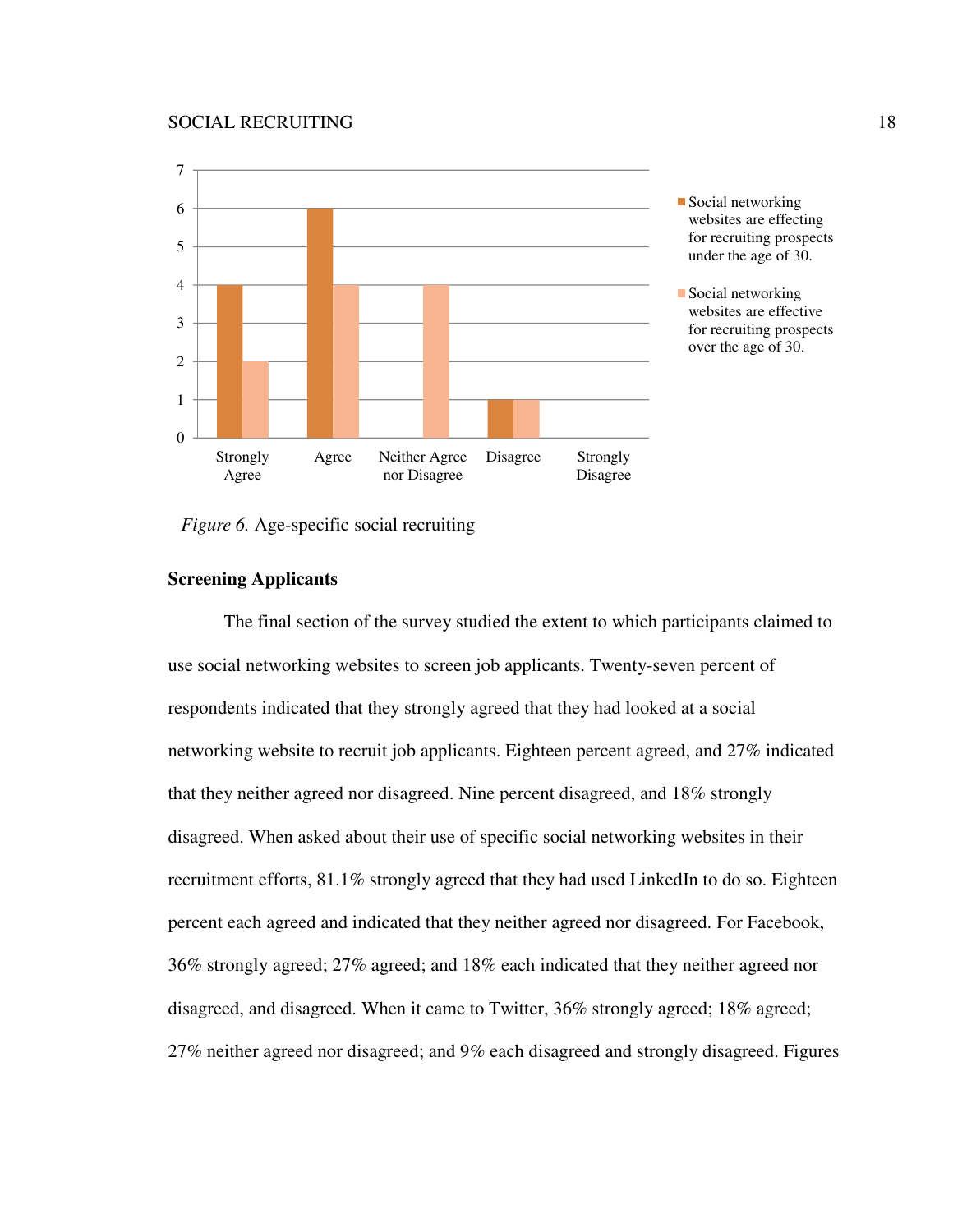| | Strongly Agree | Agree | Neither Agree nor Disagree | Disagree | Strongly Disagree |
|---|---|---|---|---|---|
| Social networking websites are effecting for recruiting prospects under the age of 30. | 4 | 6 | 0 | 1 | 0 |
| Social networking websites are effective for recruiting prospects over the age of 30. | 2 | 4 | 4 | 1 | 0 |

*Figure 6.* Age-specific social recruiting

## Screening Applicants

The final section of the survey studied the extent to which participants claimed to use social networking websites to screen job applicants. Twenty-seven percent of respondents indicated that they strongly agreed that they had looked at a social networking website to recruit job applicants. Eighteen percent agreed, and 27% indicated that they neither agreed nor disagreed. Nine percent disagreed, and 18% strongly disagreed. When asked about their use of specific social networking websites in their recruitment efforts, 81.1% strongly agreed that they had used LinkedIn to do so. Eighteen percent each agreed and indicated that they neither agreed nor disagreed. For Facebook, 36% strongly agreed; 27% agreed; and 18% each indicated that they neither agreed nor disagreed, and disagreed. When it came to Twitter, 36% strongly agreed; 18% agreed; 27% neither agreed nor disagreed; and 9% each disagreed and strongly disagreed. Figures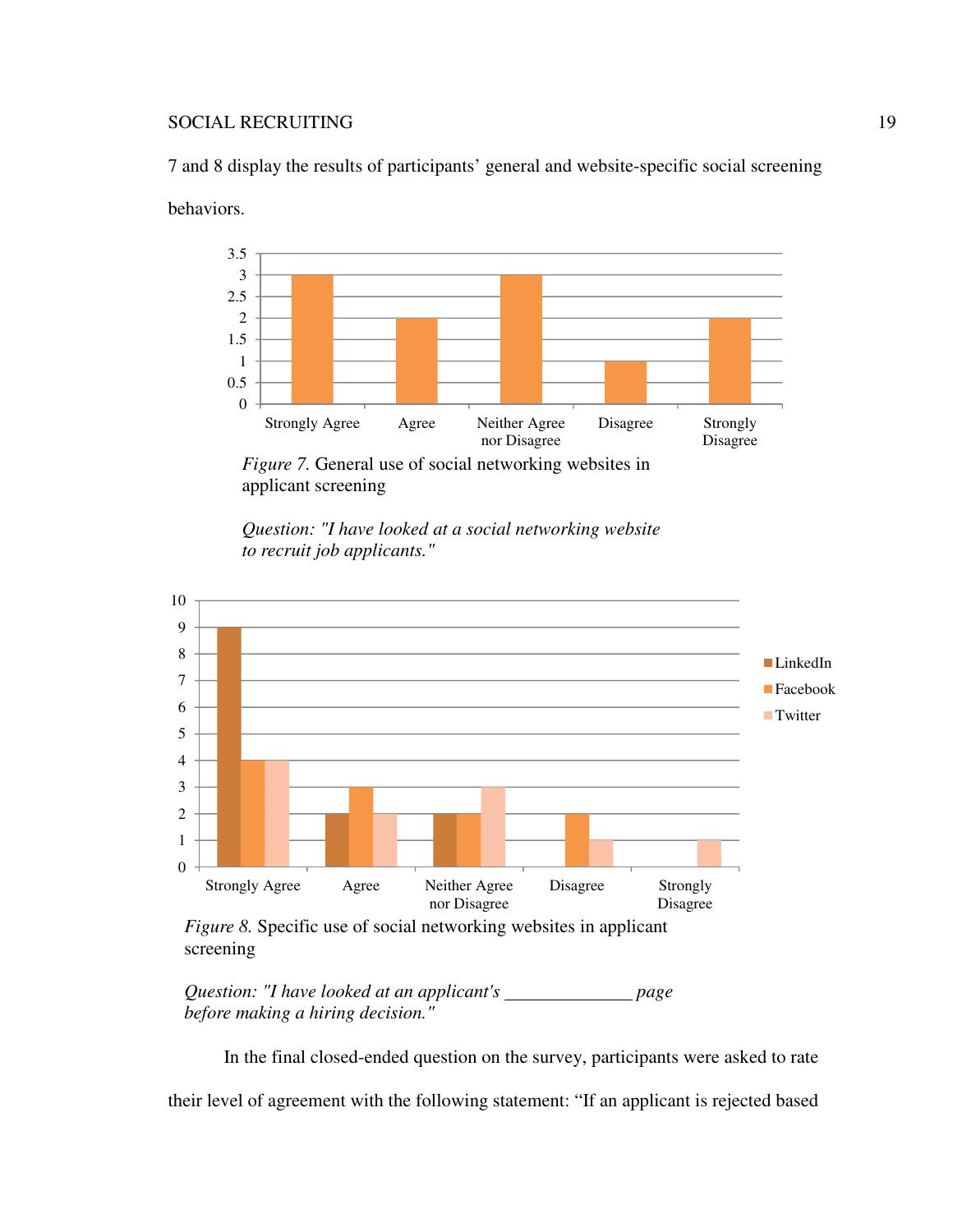7 and 8 display the results of participants' general and website-specific social screening behaviors.

*Figure 7.* General use of social networking websites in applicant screening

*Question: "I have looked at a social networking website to recruit job applicants."*

*Figure 8.* Specific use of social networking websites in applicant screening

*Question: "I have looked at an applicant's \_\_\_\_\_\_\_\_\_\_\_\_\_\_ page before making a hiring decision."*

In the final closed-ended question on the survey, participants were asked to rate their level of agreement with the following statement: "If an applicant is rejected based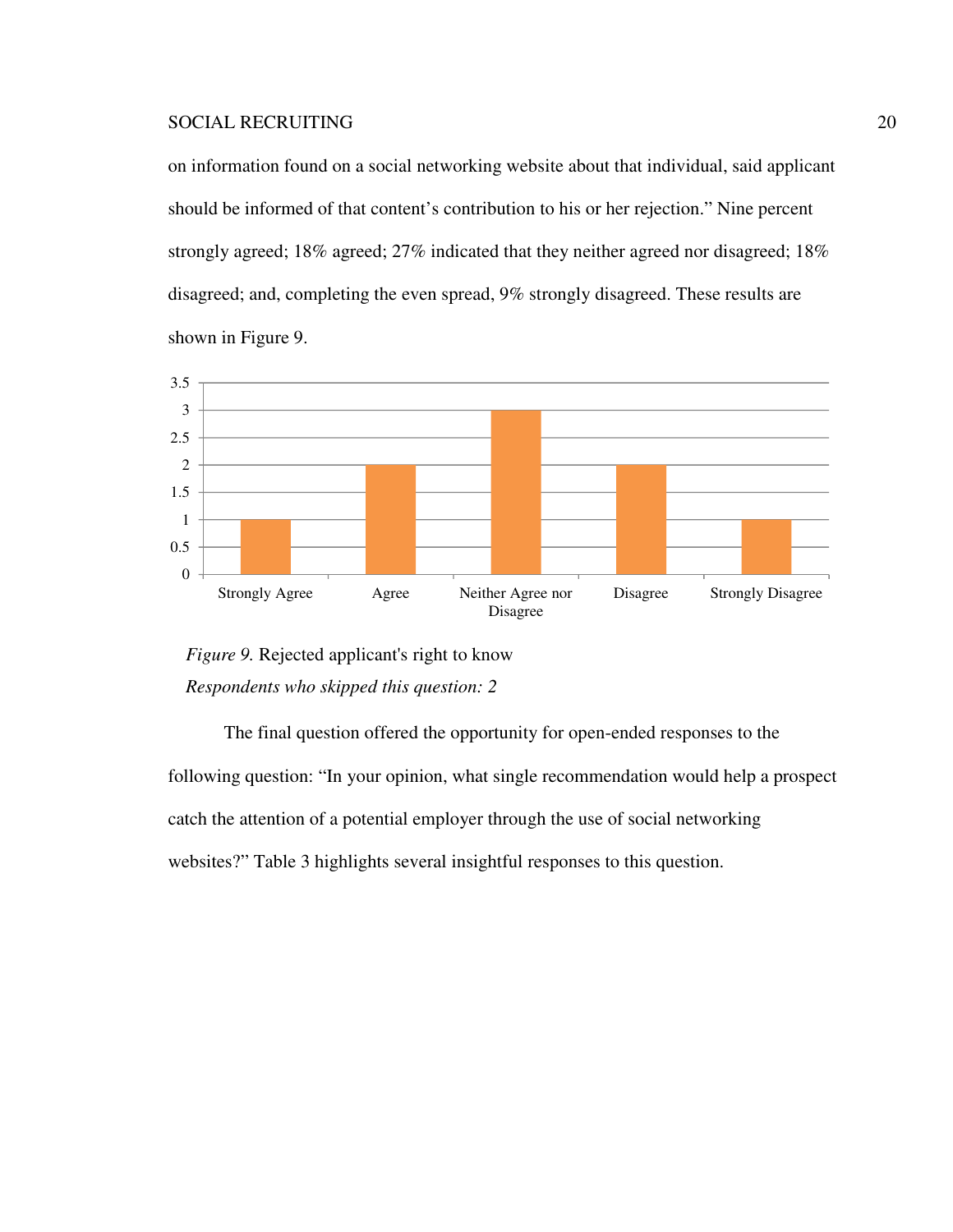on information found on a social networking website about that individual, said applicant should be informed of that content's contribution to his or her rejection." Nine percent strongly agreed; 18% agreed; 27% indicated that they neither agreed nor disagreed; 18% disagreed; and, completing the even spread, 9% strongly disagreed. These results are shown in Figure 9.

| Response | Count |
|---|---|
| Strongly Agree | 1 |
| Agree | 2 |
| Neither Agree nor Disagree | 3 |
| Disagree | 2 |
| Strongly Disagree | 1 |

*Figure 9.* Rejected applicant's right to know

*Respondents who skipped this question: 2*

The final question offered the opportunity for open-ended responses to the following question: "In your opinion, what single recommendation would help a prospect catch the attention of a potential employer through the use of social networking websites?" Table 3 highlights several insightful responses to this question.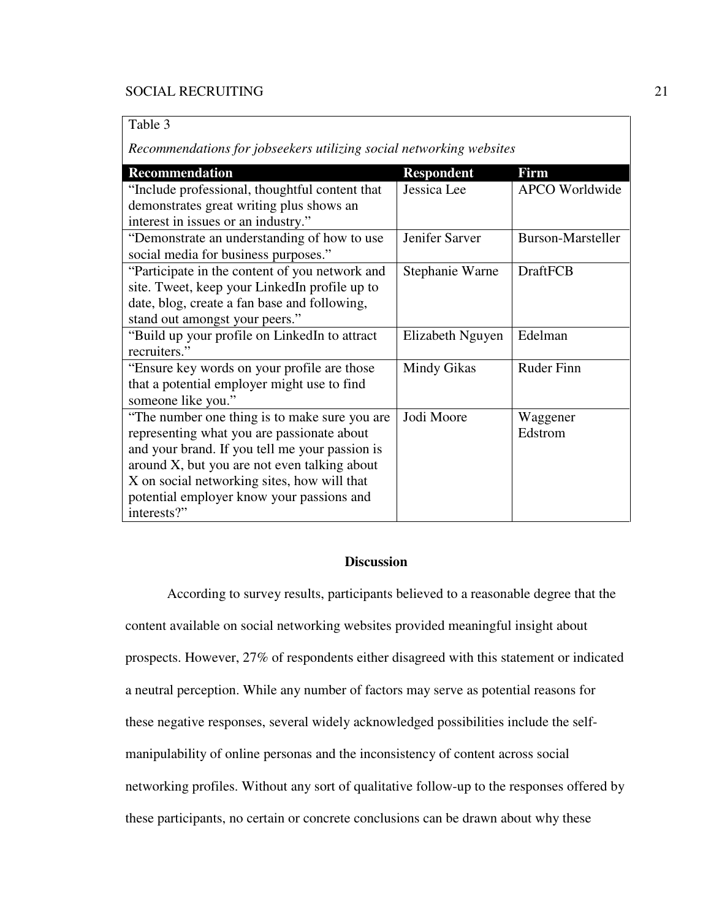Table 3

*Recommendations for jobseekers utilizing social networking websites*

| Recommendation | Respondent | Firm |
| --- | --- | --- |
| "Include professional, thoughtful content that demonstrates great writing plus shows an interest in issues or an industry." | Jessica Lee | APCO Worldwide |
| "Demonstrate an understanding of how to use social media for business purposes." | Jenifer Sarver | Burson-Marsteller |
| "Participate in the content of you network and site. Tweet, keep your LinkedIn profile up to date, blog, create a fan base and following, stand out amongst your peers." | Stephanie Warne | DraftFCB |
| "Build up your profile on LinkedIn to attract recruiters." | Elizabeth Nguyen | Edelman |
| "Ensure key words on your profile are those that a potential employer might use to find someone like you." | Mindy Gikas | Ruder Finn |
| "The number one thing is to make sure you are representing what you are passionate about and your brand. If you tell me your passion is around X, but you are not even talking about X on social networking sites, how will that potential employer know your passions and interests?" | Jodi Moore | Waggener Edstrom |

## Discussion

According to survey results, participants believed to a reasonable degree that the content available on social networking websites provided meaningful insight about prospects. However, 27% of respondents either disagreed with this statement or indicated a neutral perception. While any number of factors may serve as potential reasons for these negative responses, several widely acknowledged possibilities include the self-manipulability of online personas and the inconsistency of content across social networking profiles. Without any sort of qualitative follow-up to the responses offered by these participants, no certain or concrete conclusions can be drawn about why these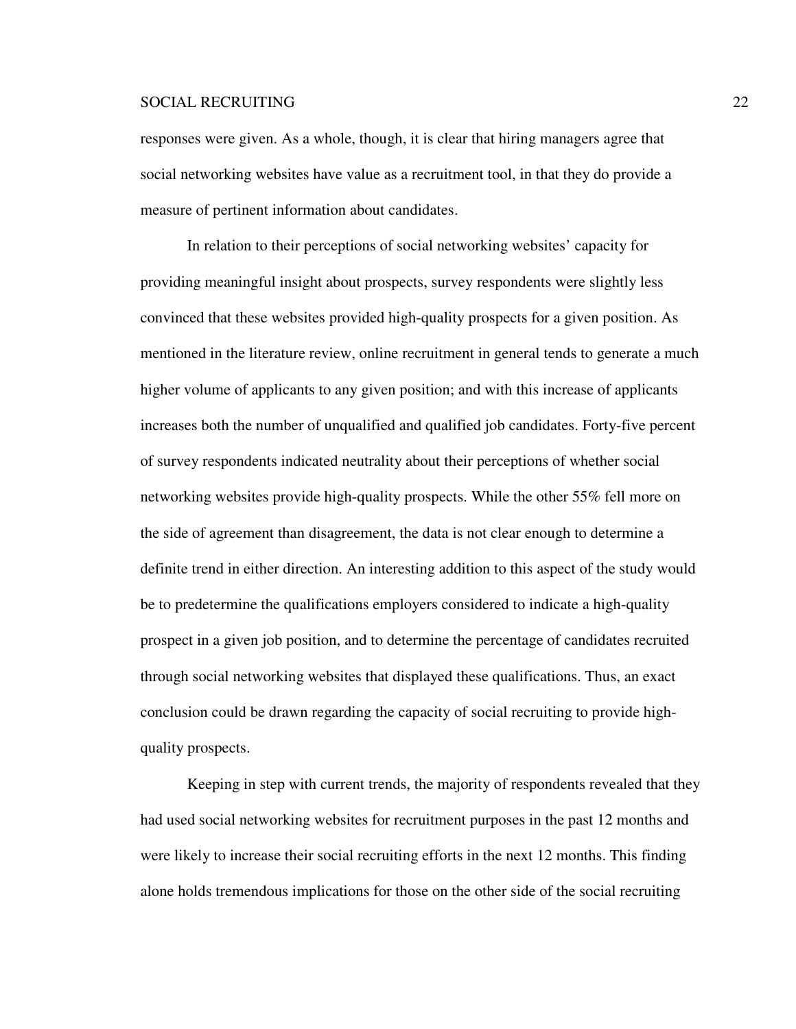responses were given. As a whole, though, it is clear that hiring managers agree that social networking websites have value as a recruitment tool, in that they do provide a measure of pertinent information about candidates.

In relation to their perceptions of social networking websites' capacity for providing meaningful insight about prospects, survey respondents were slightly less convinced that these websites provided high-quality prospects for a given position. As mentioned in the literature review, online recruitment in general tends to generate a much higher volume of applicants to any given position; and with this increase of applicants increases both the number of unqualified and qualified job candidates. Forty-five percent of survey respondents indicated neutrality about their perceptions of whether social networking websites provide high-quality prospects. While the other 55% fell more on the side of agreement than disagreement, the data is not clear enough to determine a definite trend in either direction. An interesting addition to this aspect of the study would be to predetermine the qualifications employers considered to indicate a high-quality prospect in a given job position, and to determine the percentage of candidates recruited through social networking websites that displayed these qualifications. Thus, an exact conclusion could be drawn regarding the capacity of social recruiting to provide high-quality prospects.

Keeping in step with current trends, the majority of respondents revealed that they had used social networking websites for recruitment purposes in the past 12 months and were likely to increase their social recruiting efforts in the next 12 months. This finding alone holds tremendous implications for those on the other side of the social recruiting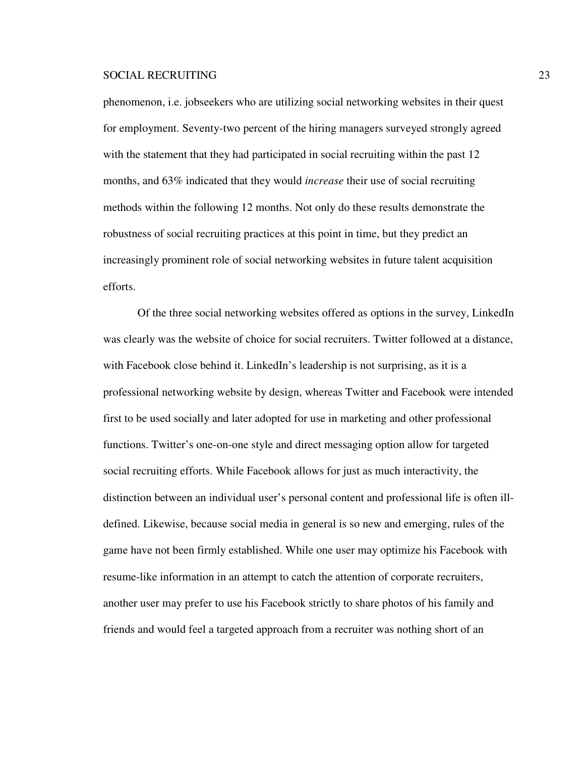phenomenon, i.e. jobseekers who are utilizing social networking websites in their quest for employment. Seventy-two percent of the hiring managers surveyed strongly agreed with the statement that they had participated in social recruiting within the past 12 months, and 63% indicated that they would *increase* their use of social recruiting methods within the following 12 months. Not only do these results demonstrate the robustness of social recruiting practices at this point in time, but they predict an increasingly prominent role of social networking websites in future talent acquisition efforts.

Of the three social networking websites offered as options in the survey, LinkedIn was clearly was the website of choice for social recruiters. Twitter followed at a distance, with Facebook close behind it. LinkedIn's leadership is not surprising, as it is a professional networking website by design, whereas Twitter and Facebook were intended first to be used socially and later adopted for use in marketing and other professional functions. Twitter's one-on-one style and direct messaging option allow for targeted social recruiting efforts. While Facebook allows for just as much interactivity, the distinction between an individual user's personal content and professional life is often ill-defined. Likewise, because social media in general is so new and emerging, rules of the game have not been firmly established. While one user may optimize his Facebook with resume-like information in an attempt to catch the attention of corporate recruiters, another user may prefer to use his Facebook strictly to share photos of his family and friends and would feel a targeted approach from a recruiter was nothing short of an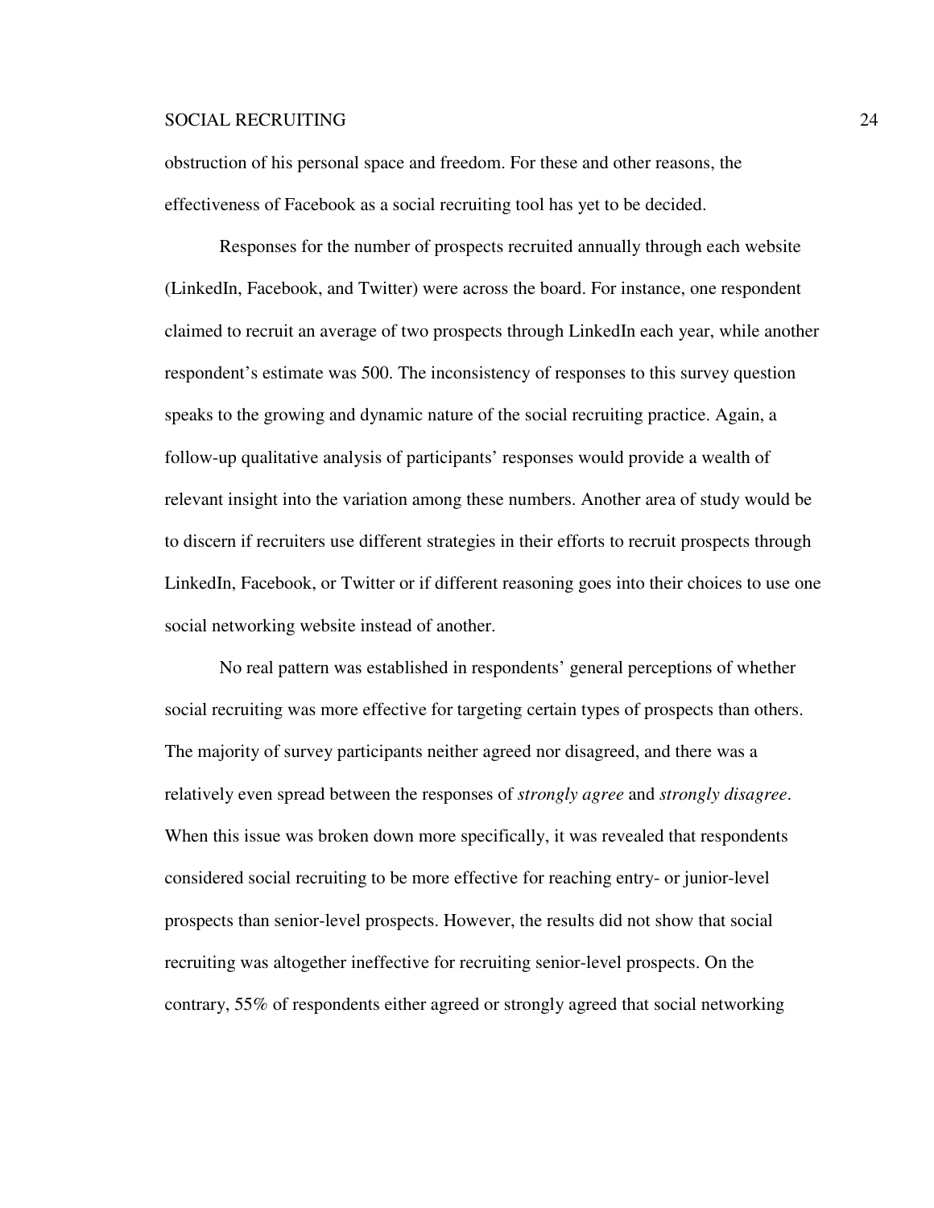obstruction of his personal space and freedom. For these and other reasons, the effectiveness of Facebook as a social recruiting tool has yet to be decided.

Responses for the number of prospects recruited annually through each website (LinkedIn, Facebook, and Twitter) were across the board. For instance, one respondent claimed to recruit an average of two prospects through LinkedIn each year, while another respondent's estimate was 500. The inconsistency of responses to this survey question speaks to the growing and dynamic nature of the social recruiting practice. Again, a follow-up qualitative analysis of participants' responses would provide a wealth of relevant insight into the variation among these numbers. Another area of study would be to discern if recruiters use different strategies in their efforts to recruit prospects through LinkedIn, Facebook, or Twitter or if different reasoning goes into their choices to use one social networking website instead of another.

No real pattern was established in respondents' general perceptions of whether social recruiting was more effective for targeting certain types of prospects than others. The majority of survey participants neither agreed nor disagreed, and there was a relatively even spread between the responses of *strongly agree* and *strongly disagree*. When this issue was broken down more specifically, it was revealed that respondents considered social recruiting to be more effective for reaching entry- or junior-level prospects than senior-level prospects. However, the results did not show that social recruiting was altogether ineffective for recruiting senior-level prospects. On the contrary, 55% of respondents either agreed or strongly agreed that social networking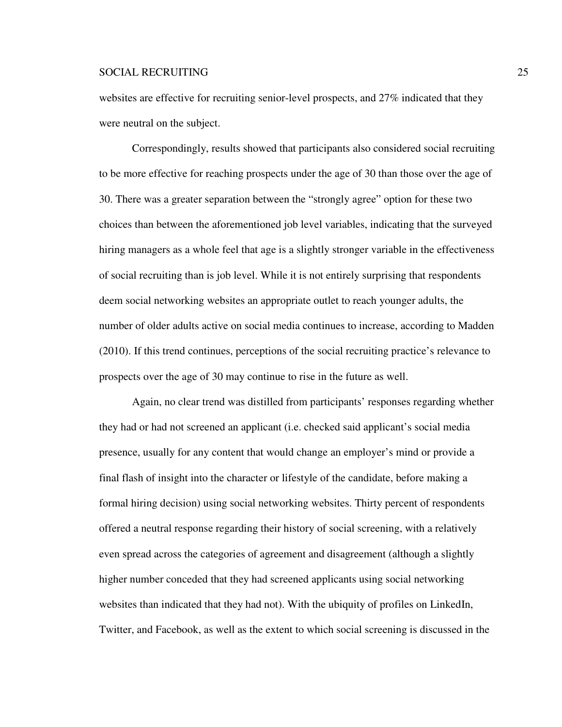websites are effective for recruiting senior-level prospects, and 27% indicated that they were neutral on the subject.

Correspondingly, results showed that participants also considered social recruiting to be more effective for reaching prospects under the age of 30 than those over the age of 30. There was a greater separation between the "strongly agree" option for these two choices than between the aforementioned job level variables, indicating that the surveyed hiring managers as a whole feel that age is a slightly stronger variable in the effectiveness of social recruiting than is job level. While it is not entirely surprising that respondents deem social networking websites an appropriate outlet to reach younger adults, the number of older adults active on social media continues to increase, according to Madden (2010). If this trend continues, perceptions of the social recruiting practice's relevance to prospects over the age of 30 may continue to rise in the future as well.

Again, no clear trend was distilled from participants' responses regarding whether they had or had not screened an applicant (i.e. checked said applicant's social media presence, usually for any content that would change an employer's mind or provide a final flash of insight into the character or lifestyle of the candidate, before making a formal hiring decision) using social networking websites. Thirty percent of respondents offered a neutral response regarding their history of social screening, with a relatively even spread across the categories of agreement and disagreement (although a slightly higher number conceded that they had screened applicants using social networking websites than indicated that they had not). With the ubiquity of profiles on LinkedIn, Twitter, and Facebook, as well as the extent to which social screening is discussed in the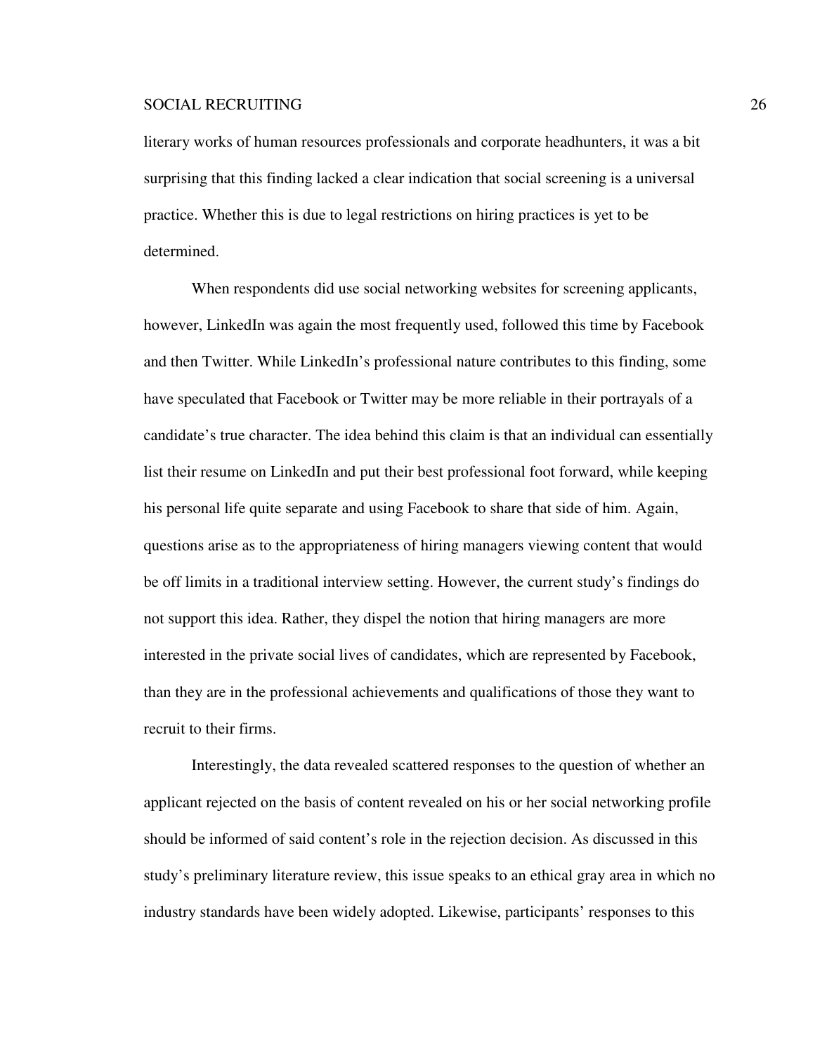literary works of human resources professionals and corporate headhunters, it was a bit surprising that this finding lacked a clear indication that social screening is a universal practice. Whether this is due to legal restrictions on hiring practices is yet to be determined.

When respondents did use social networking websites for screening applicants, however, LinkedIn was again the most frequently used, followed this time by Facebook and then Twitter. While LinkedIn's professional nature contributes to this finding, some have speculated that Facebook or Twitter may be more reliable in their portrayals of a candidate's true character. The idea behind this claim is that an individual can essentially list their resume on LinkedIn and put their best professional foot forward, while keeping his personal life quite separate and using Facebook to share that side of him. Again, questions arise as to the appropriateness of hiring managers viewing content that would be off limits in a traditional interview setting. However, the current study's findings do not support this idea. Rather, they dispel the notion that hiring managers are more interested in the private social lives of candidates, which are represented by Facebook, than they are in the professional achievements and qualifications of those they want to recruit to their firms.

Interestingly, the data revealed scattered responses to the question of whether an applicant rejected on the basis of content revealed on his or her social networking profile should be informed of said content's role in the rejection decision. As discussed in this study's preliminary literature review, this issue speaks to an ethical gray area in which no industry standards have been widely adopted. Likewise, participants' responses to this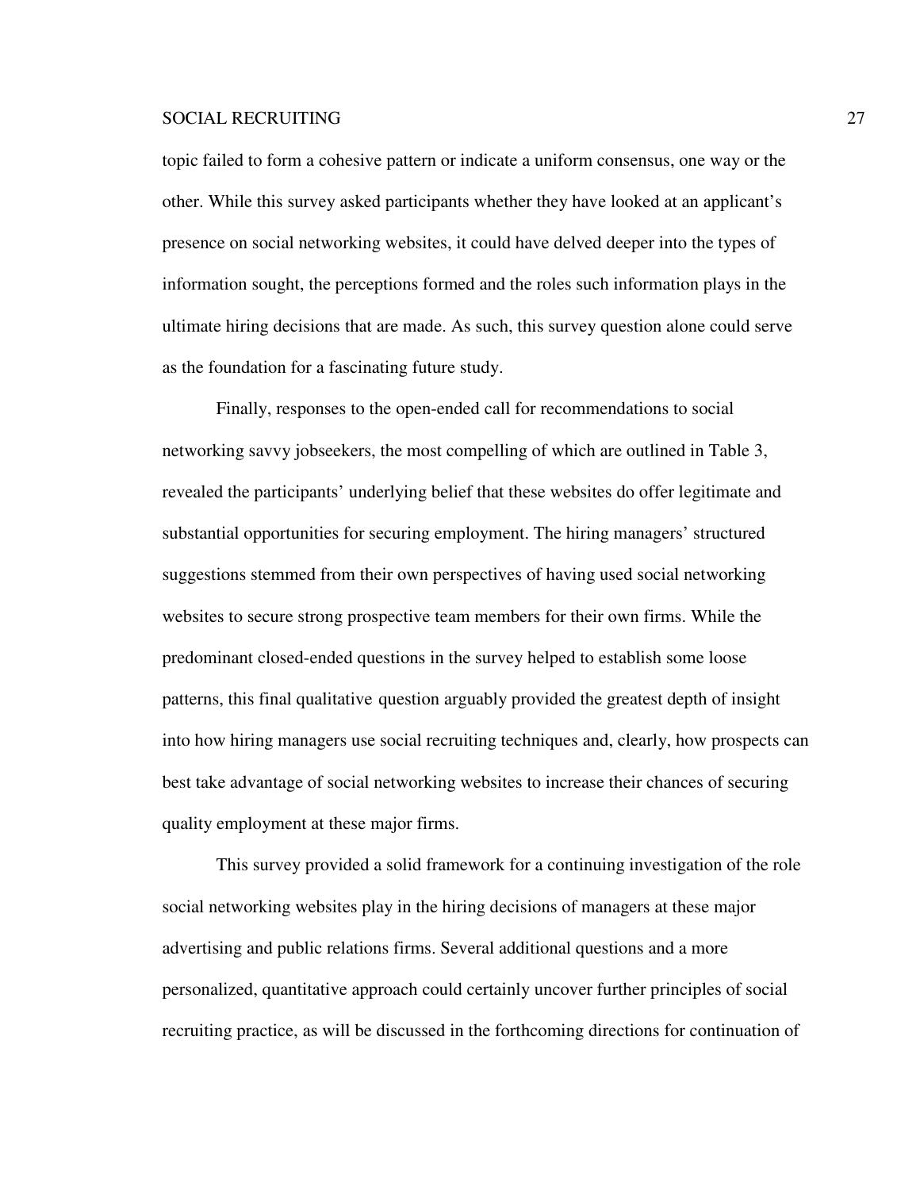topic failed to form a cohesive pattern or indicate a uniform consensus, one way or the other. While this survey asked participants whether they have looked at an applicant's presence on social networking websites, it could have delved deeper into the types of information sought, the perceptions formed and the roles such information plays in the ultimate hiring decisions that are made. As such, this survey question alone could serve as the foundation for a fascinating future study.

Finally, responses to the open-ended call for recommendations to social networking savvy jobseekers, the most compelling of which are outlined in Table 3, revealed the participants' underlying belief that these websites do offer legitimate and substantial opportunities for securing employment. The hiring managers' structured suggestions stemmed from their own perspectives of having used social networking websites to secure strong prospective team members for their own firms. While the predominant closed-ended questions in the survey helped to establish some loose patterns, this final qualitative question arguably provided the greatest depth of insight into how hiring managers use social recruiting techniques and, clearly, how prospects can best take advantage of social networking websites to increase their chances of securing quality employment at these major firms.

This survey provided a solid framework for a continuing investigation of the role social networking websites play in the hiring decisions of managers at these major advertising and public relations firms. Several additional questions and a more personalized, quantitative approach could certainly uncover further principles of social recruiting practice, as will be discussed in the forthcoming directions for continuation of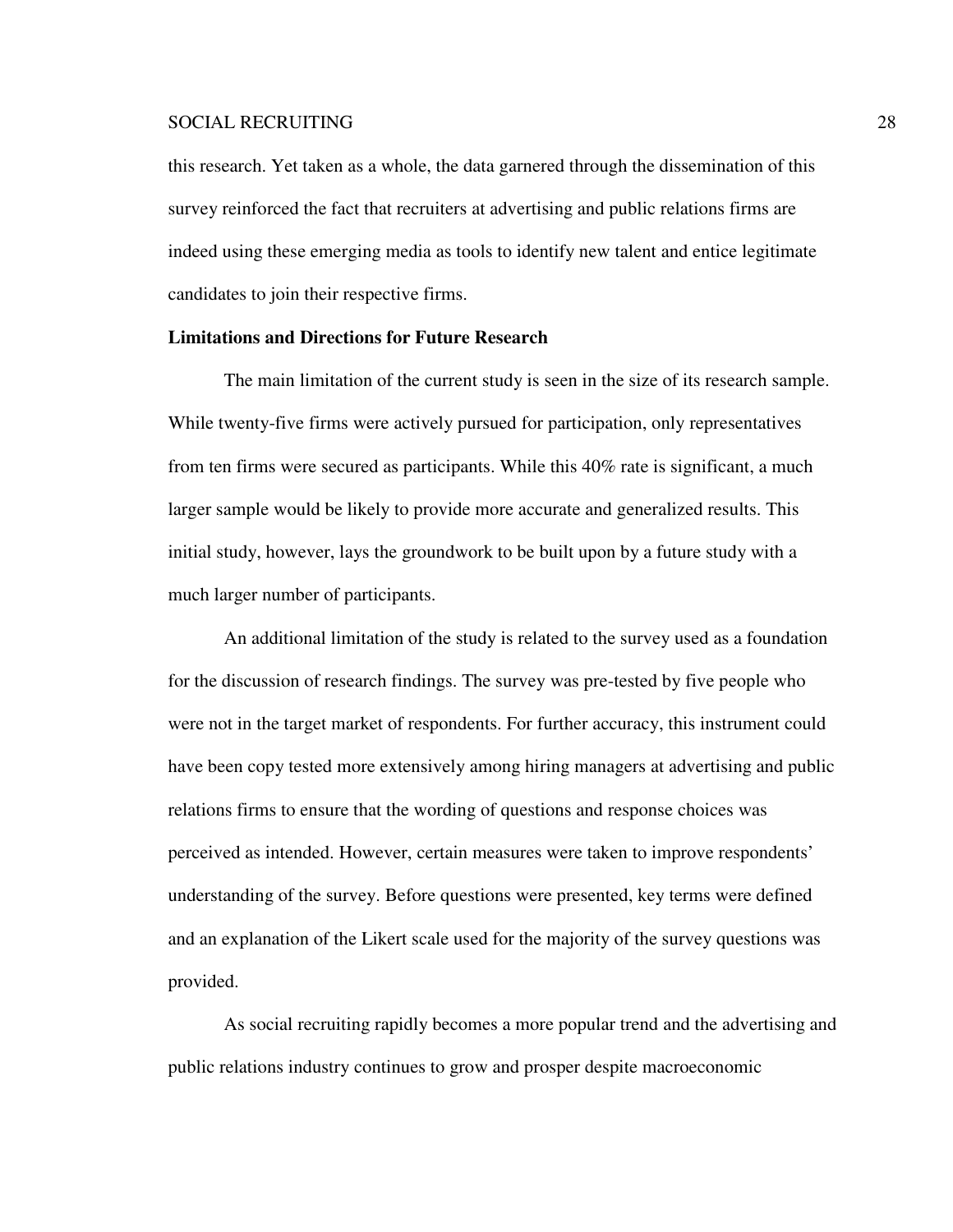this research. Yet taken as a whole, the data garnered through the dissemination of this survey reinforced the fact that recruiters at advertising and public relations firms are indeed using these emerging media as tools to identify new talent and entice legitimate candidates to join their respective firms.

**Limitations and Directions for Future Research**

The main limitation of the current study is seen in the size of its research sample. While twenty-five firms were actively pursued for participation, only representatives from ten firms were secured as participants. While this 40% rate is significant, a much larger sample would be likely to provide more accurate and generalized results. This initial study, however, lays the groundwork to be built upon by a future study with a much larger number of participants.

An additional limitation of the study is related to the survey used as a foundation for the discussion of research findings. The survey was pre-tested by five people who were not in the target market of respondents. For further accuracy, this instrument could have been copy tested more extensively among hiring managers at advertising and public relations firms to ensure that the wording of questions and response choices was perceived as intended. However, certain measures were taken to improve respondents' understanding of the survey. Before questions were presented, key terms were defined and an explanation of the Likert scale used for the majority of the survey questions was provided.

As social recruiting rapidly becomes a more popular trend and the advertising and public relations industry continues to grow and prosper despite macroeconomic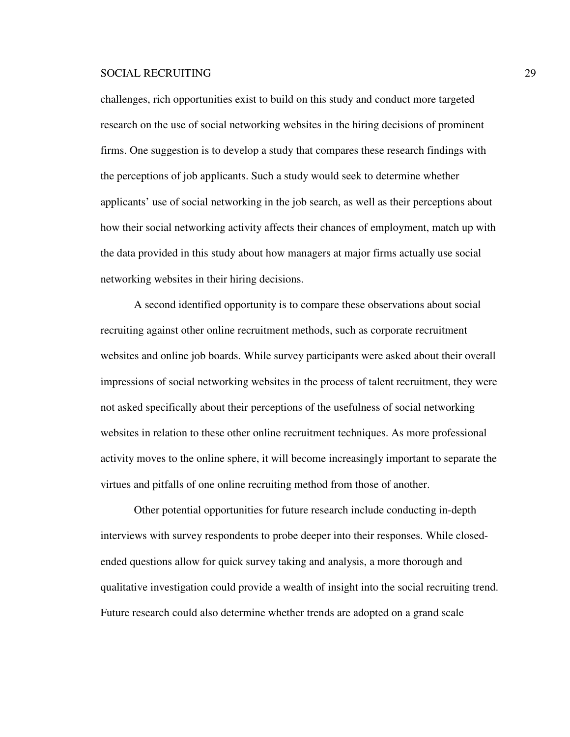challenges, rich opportunities exist to build on this study and conduct more targeted research on the use of social networking websites in the hiring decisions of prominent firms. One suggestion is to develop a study that compares these research findings with the perceptions of job applicants. Such a study would seek to determine whether applicants' use of social networking in the job search, as well as their perceptions about how their social networking activity affects their chances of employment, match up with the data provided in this study about how managers at major firms actually use social networking websites in their hiring decisions.

A second identified opportunity is to compare these observations about social recruiting against other online recruitment methods, such as corporate recruitment websites and online job boards. While survey participants were asked about their overall impressions of social networking websites in the process of talent recruitment, they were not asked specifically about their perceptions of the usefulness of social networking websites in relation to these other online recruitment techniques. As more professional activity moves to the online sphere, it will become increasingly important to separate the virtues and pitfalls of one online recruiting method from those of another.

Other potential opportunities for future research include conducting in-depth interviews with survey respondents to probe deeper into their responses. While closed-ended questions allow for quick survey taking and analysis, a more thorough and qualitative investigation could provide a wealth of insight into the social recruiting trend. Future research could also determine whether trends are adopted on a grand scale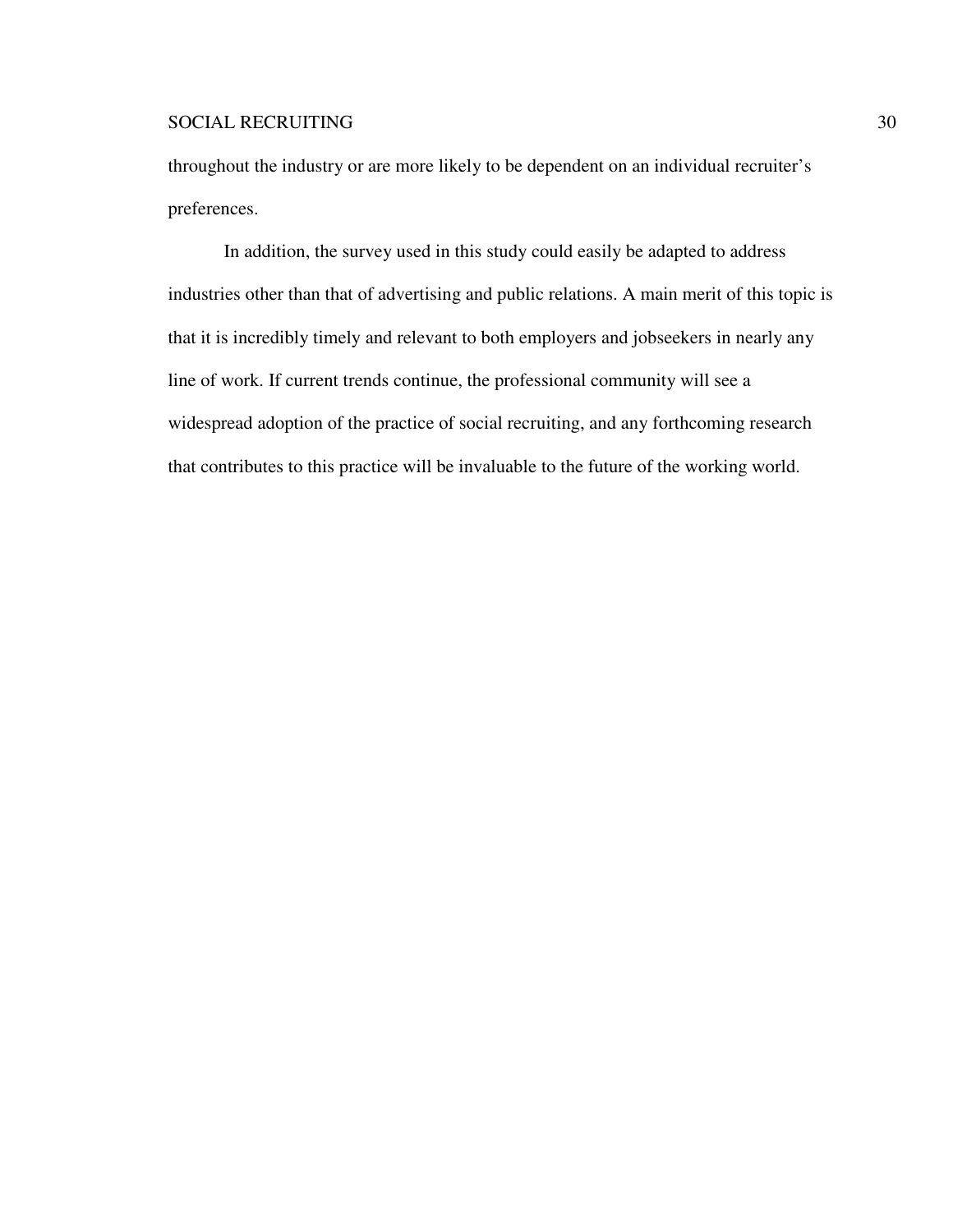throughout the industry or are more likely to be dependent on an individual recruiter's preferences.

In addition, the survey used in this study could easily be adapted to address industries other than that of advertising and public relations. A main merit of this topic is that it is incredibly timely and relevant to both employers and jobseekers in nearly any line of work. If current trends continue, the professional community will see a widespread adoption of the practice of social recruiting, and any forthcoming research that contributes to this practice will be invaluable to the future of the working world.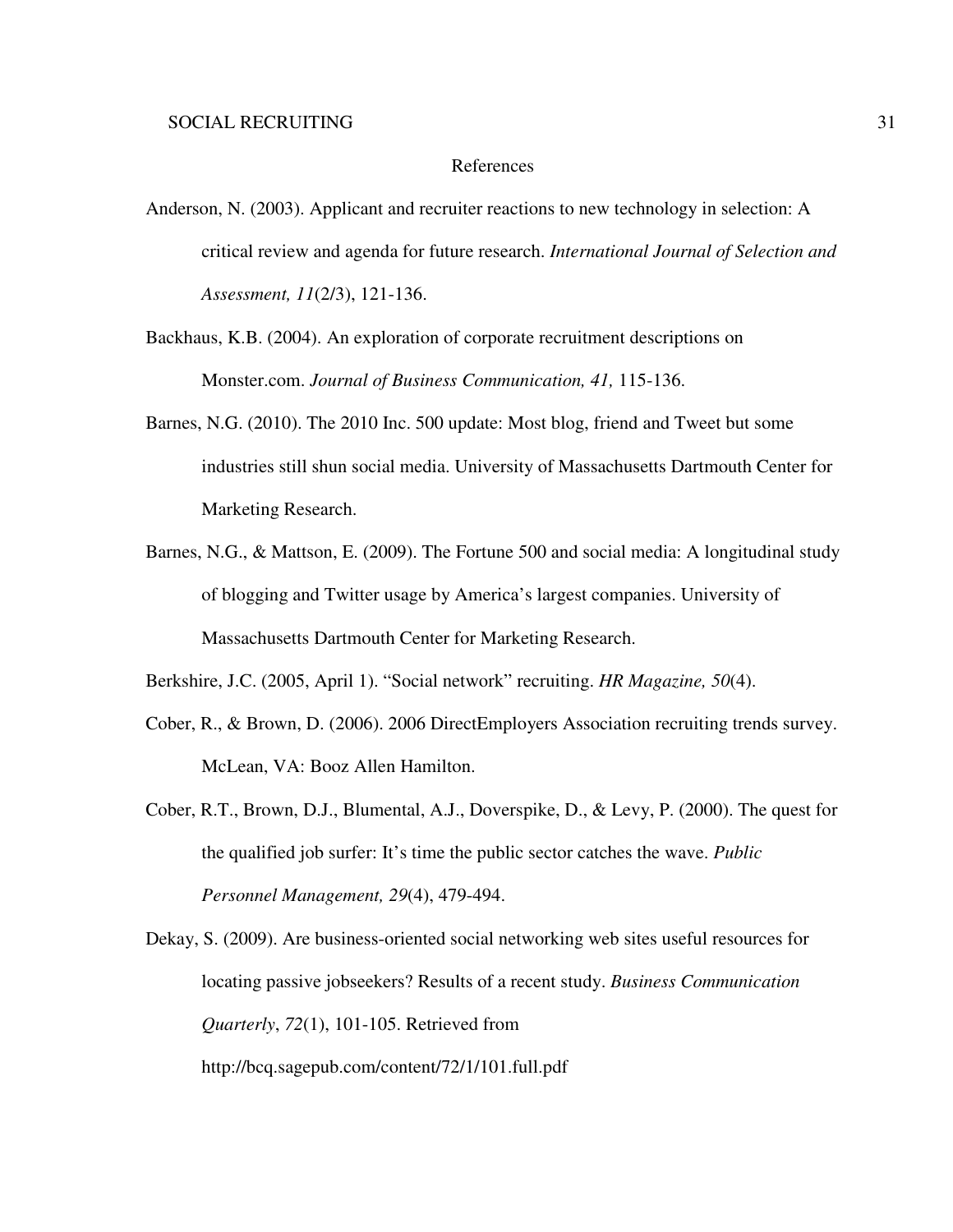# References

Anderson, N. (2003). Applicant and recruiter reactions to new technology in selection: A critical review and agenda for future research. *International Journal of Selection and Assessment, 11*(2/3), 121-136.

Backhaus, K.B. (2004). An exploration of corporate recruitment descriptions on Monster.com. *Journal of Business Communication, 41,* 115-136.

Barnes, N.G. (2010). The 2010 Inc. 500 update: Most blog, friend and Tweet but some industries still shun social media. University of Massachusetts Dartmouth Center for Marketing Research.

Barnes, N.G., & Mattson, E. (2009). The Fortune 500 and social media: A longitudinal study of blogging and Twitter usage by America's largest companies. University of Massachusetts Dartmouth Center for Marketing Research.

Berkshire, J.C. (2005, April 1). "Social network" recruiting. *HR Magazine, 50*(4).

Cober, R., & Brown, D. (2006). 2006 DirectEmployers Association recruiting trends survey. McLean, VA: Booz Allen Hamilton.

Cober, R.T., Brown, D.J., Blumental, A.J., Doverspike, D., & Levy, P. (2000). The quest for the qualified job surfer: It's time the public sector catches the wave. *Public Personnel Management, 29*(4), 479-494.

Dekay, S. (2009). Are business-oriented social networking web sites useful resources for locating passive jobseekers? Results of a recent study. *Business Communication Quarterly*, *72*(1), 101-105. Retrieved from http://bcq.sagepub.com/content/72/1/101.full.pdf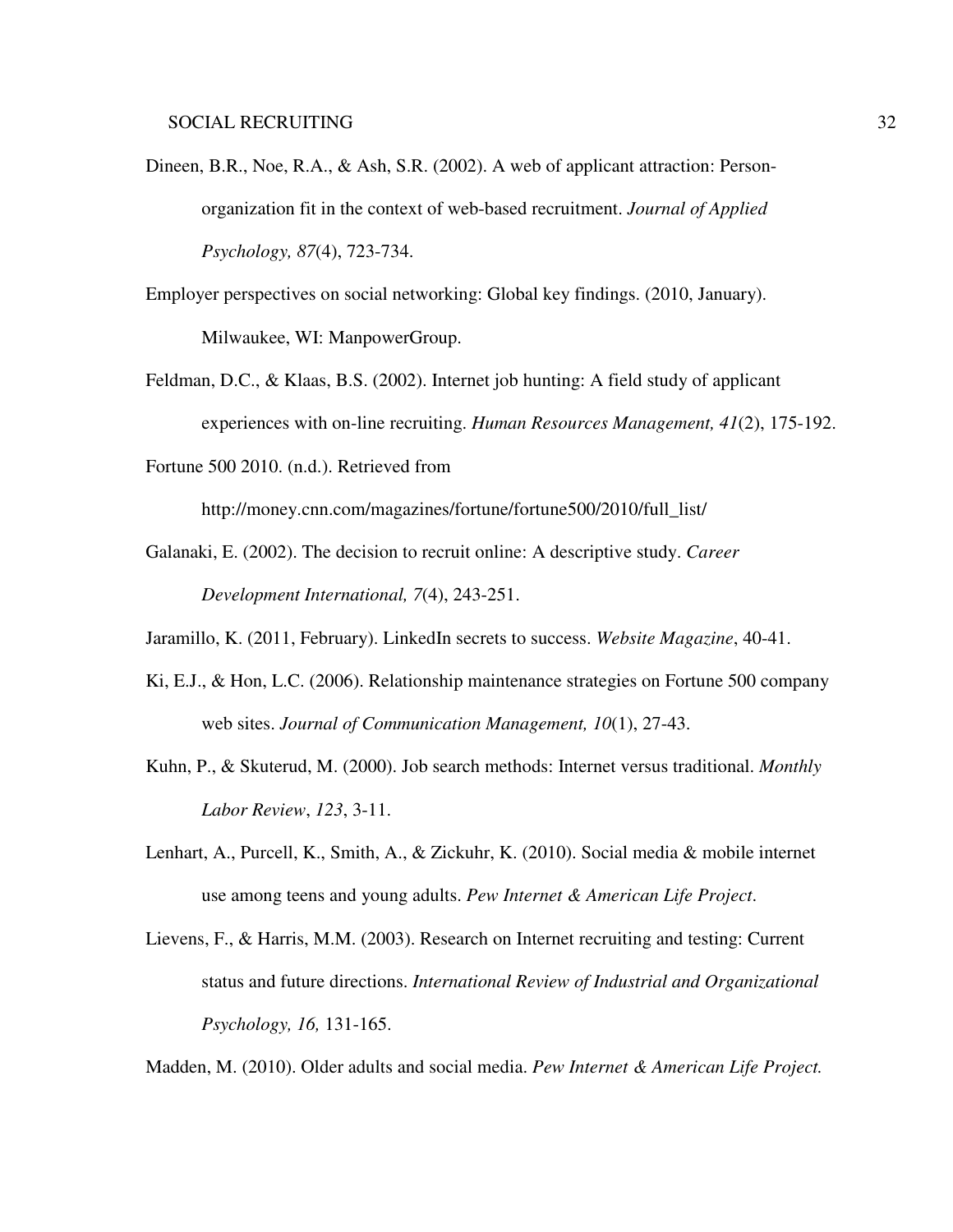Dineen, B.R., Noe, R.A., & Ash, S.R. (2002). A web of applicant attraction: Person-organization fit in the context of web-based recruitment. *Journal of Applied Psychology, 87*(4), 723-734.

Employer perspectives on social networking: Global key findings. (2010, January). Milwaukee, WI: ManpowerGroup.

Feldman, D.C., & Klaas, B.S. (2002). Internet job hunting: A field study of applicant experiences with on-line recruiting. *Human Resources Management, 41*(2), 175-192.

Fortune 500 2010. (n.d.). Retrieved from http://money.cnn.com/magazines/fortune/fortune500/2010/full_list/

Galanaki, E. (2002). The decision to recruit online: A descriptive study. *Career Development International, 7*(4), 243-251.

Jaramillo, K. (2011, February). LinkedIn secrets to success. *Website Magazine*, 40-41.

Ki, E.J., & Hon, L.C. (2006). Relationship maintenance strategies on Fortune 500 company web sites. *Journal of Communication Management, 10*(1), 27-43.

Kuhn, P., & Skuterud, M. (2000). Job search methods: Internet versus traditional. *Monthly Labor Review*, *123*, 3-11.

Lenhart, A., Purcell, K., Smith, A., & Zickuhr, K. (2010). Social media & mobile internet use among teens and young adults. *Pew Internet & American Life Project*.

Lievens, F., & Harris, M.M. (2003). Research on Internet recruiting and testing: Current status and future directions. *International Review of Industrial and Organizational Psychology, 16,* 131-165.

Madden, M. (2010). Older adults and social media. *Pew Internet & American Life Project.*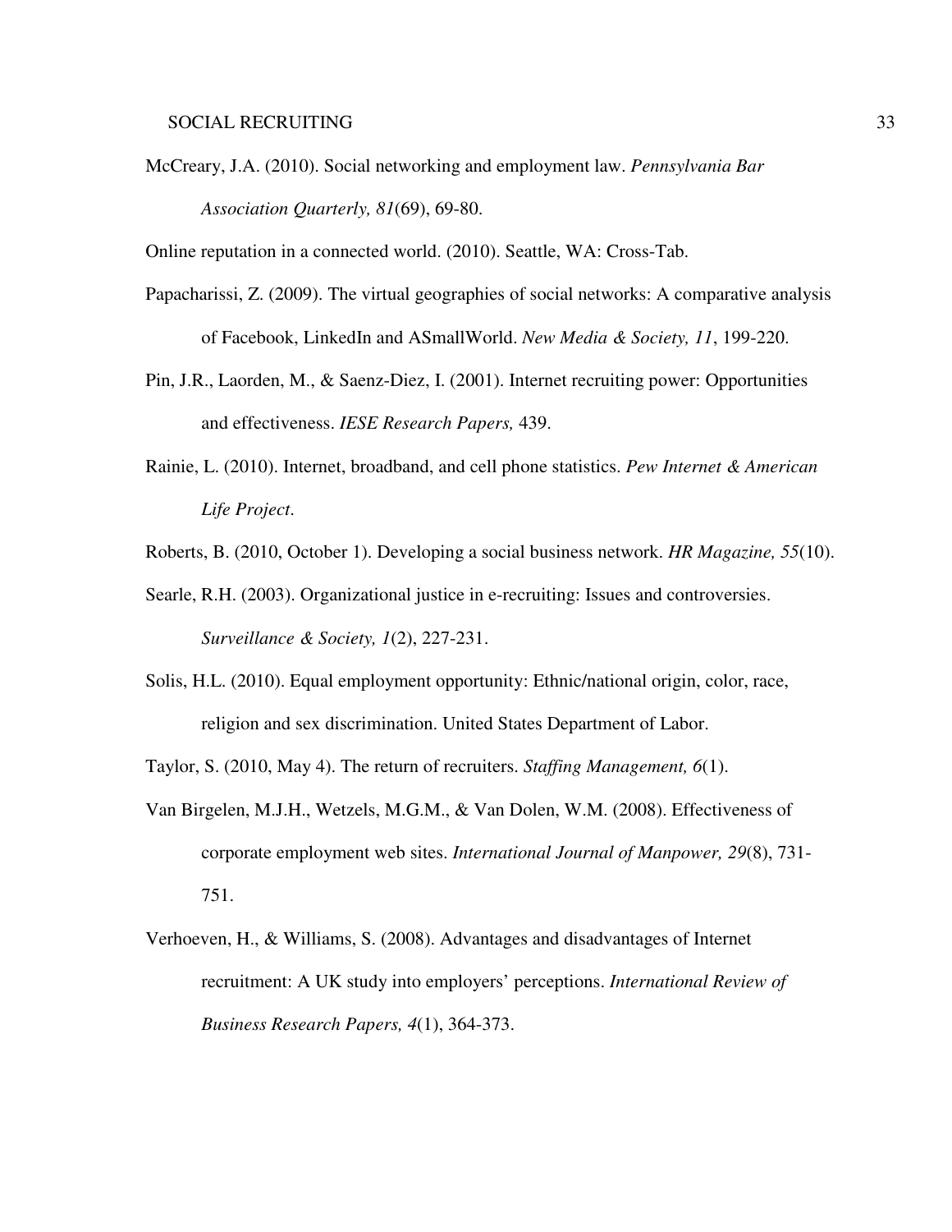McCreary, J.A. (2010). Social networking and employment law. *Pennsylvania Bar Association Quarterly, 81*(69), 69-80.

Online reputation in a connected world. (2010). Seattle, WA: Cross-Tab.

Papacharissi, Z. (2009). The virtual geographies of social networks: A comparative analysis of Facebook, LinkedIn and ASmallWorld. *New Media & Society, 11*, 199-220.

Pin, J.R., Laorden, M., & Saenz-Diez, I. (2001). Internet recruiting power: Opportunities and effectiveness. *IESE Research Papers,* 439.

Rainie, L. (2010). Internet, broadband, and cell phone statistics. *Pew Internet & American Life Project*.

Roberts, B. (2010, October 1). Developing a social business network. *HR Magazine, 55*(10).

Searle, R.H. (2003). Organizational justice in e-recruiting: Issues and controversies. *Surveillance & Society, 1*(2), 227-231.

Solis, H.L. (2010). Equal employment opportunity: Ethnic/national origin, color, race, religion and sex discrimination. United States Department of Labor.

Taylor, S. (2010, May 4). The return of recruiters. *Staffing Management, 6*(1).

Van Birgelen, M.J.H., Wetzels, M.G.M., & Van Dolen, W.M. (2008). Effectiveness of corporate employment web sites. *International Journal of Manpower, 29*(8), 731-751.

Verhoeven, H., & Williams, S. (2008). Advantages and disadvantages of Internet recruitment: A UK study into employers' perceptions. *International Review of Business Research Papers, 4*(1), 364-373.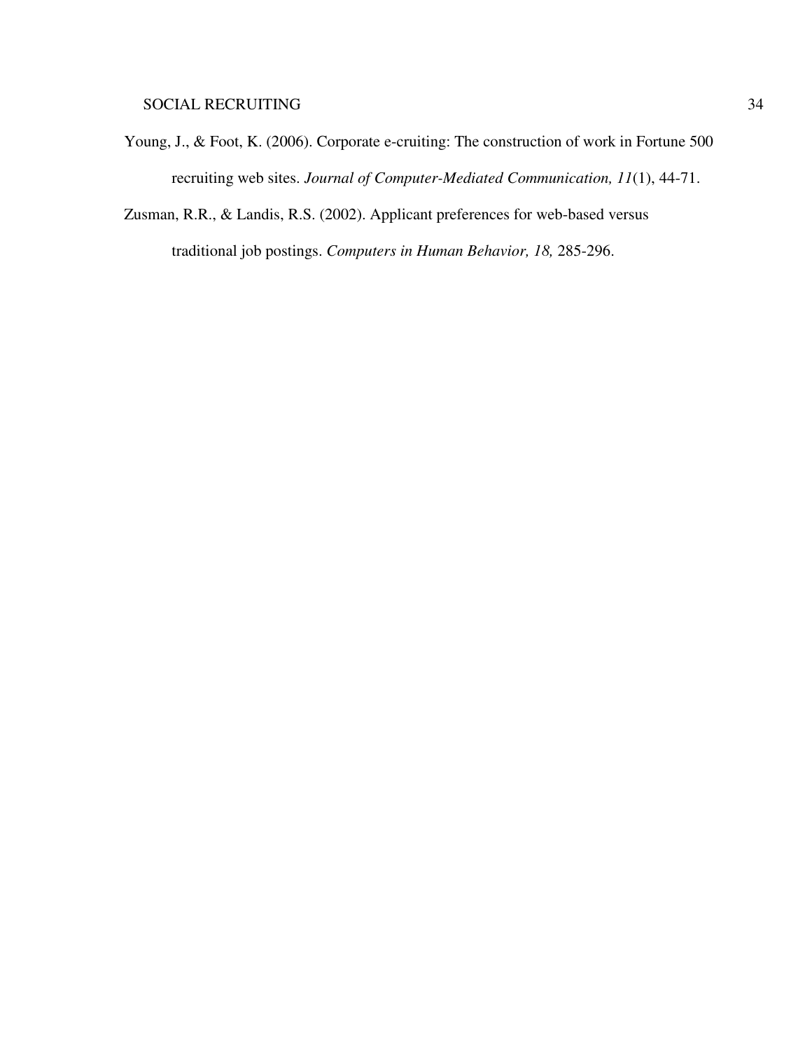Young, J., & Foot, K. (2006). Corporate e-cruiting: The construction of work in Fortune 500 recruiting web sites. *Journal of Computer-Mediated Communication, 11*(1), 44-71.

Zusman, R.R., & Landis, R.S. (2002). Applicant preferences for web-based versus traditional job postings. *Computers in Human Behavior, 18,* 285-296.